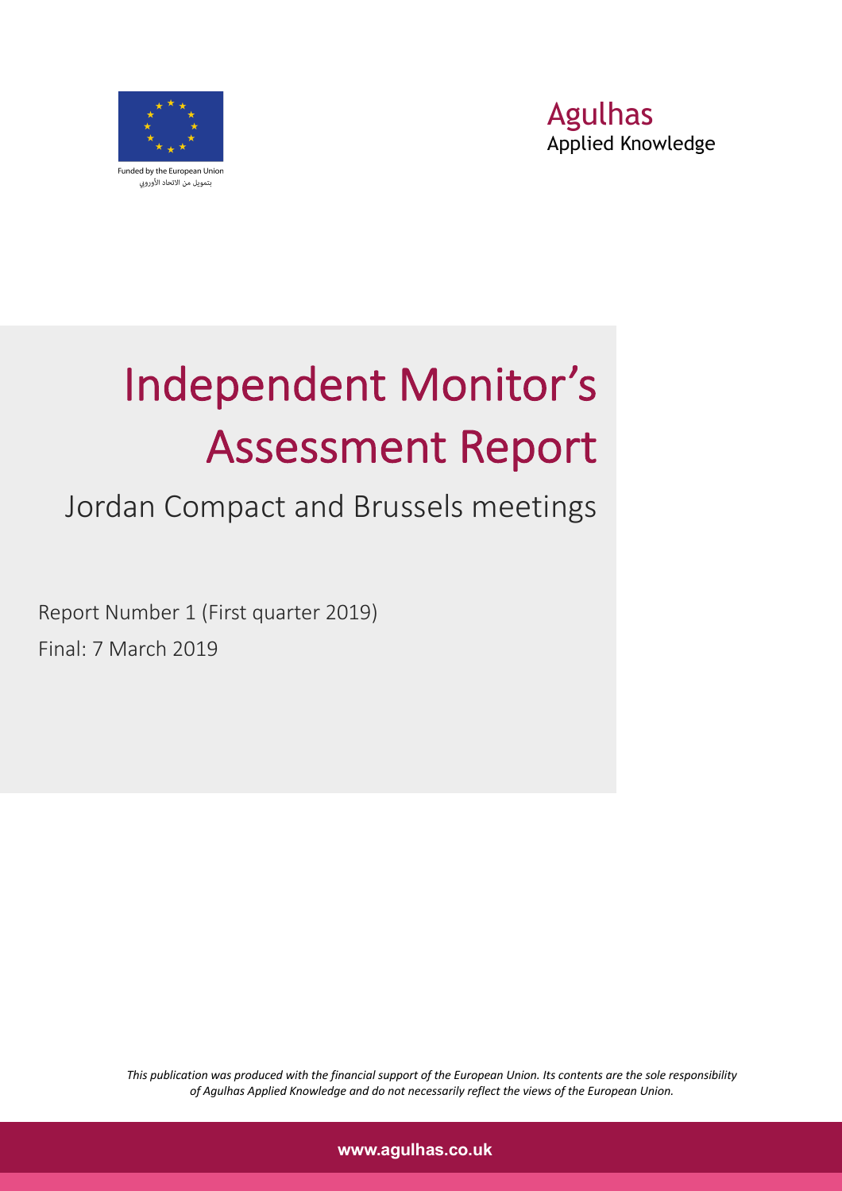Funded by the European Union
بتمويل من الاتحاد الأوروبي

Agulhas
Applied Knowledge

# Independent Monitor's Assessment Report

## Jordan Compact and Brussels meetings

Report Number 1 (First quarter 2019)

Final: 7 March 2019

*This publication was produced with the financial support of the European Union. Its contents are the sole responsibility of Agulhas Applied Knowledge and do not necessarily reflect the views of the European Union.*

**www.agulhas.co.uk**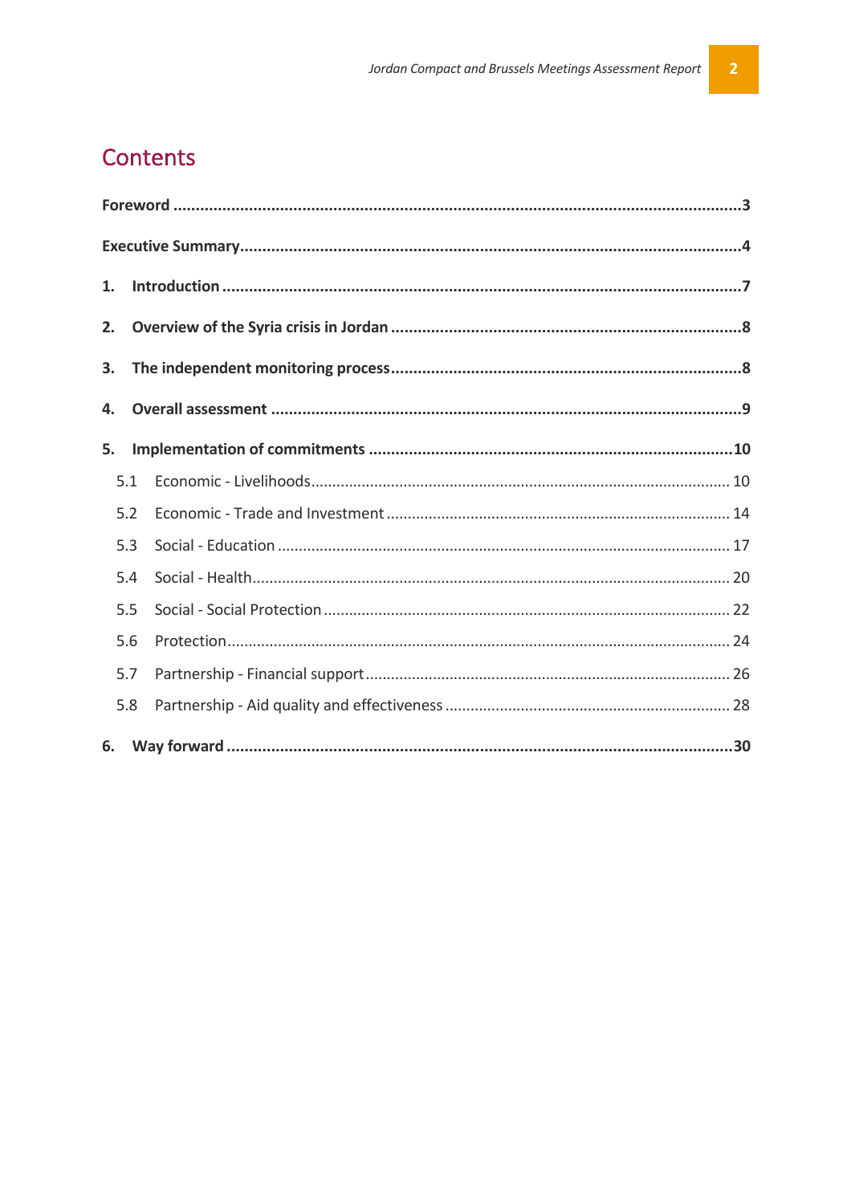# Contents

**Foreword** ....................................................................................................................3

**Executive Summary**.......................................................................................................4

**1. Introduction** ...............................................................................................................7

**2. Overview of the Syria crisis in Jordan** ..........................................................................8

**3. The independent monitoring process**.........................................................................8

**4. Overall assessment** .....................................................................................................9

**5. Implementation of commitments** .............................................................................10

- 5.1 Economic - Livelihoods.................................................................................... 10
- 5.2 Economic - Trade and Investment ................................................................... 14
- 5.3 Social - Education ............................................................................................ 17
- 5.4 Social - Health.................................................................................................. 20
- 5.5 Social - Social Protection ................................................................................. 22
- 5.6 Protection......................................................................................................... 24
- 5.7 Partnership - Financial support ....................................................................... 26
- 5.8 Partnership - Aid quality and effectiveness ..................................................... 28

**6. Way forward** ..............................................................................................................30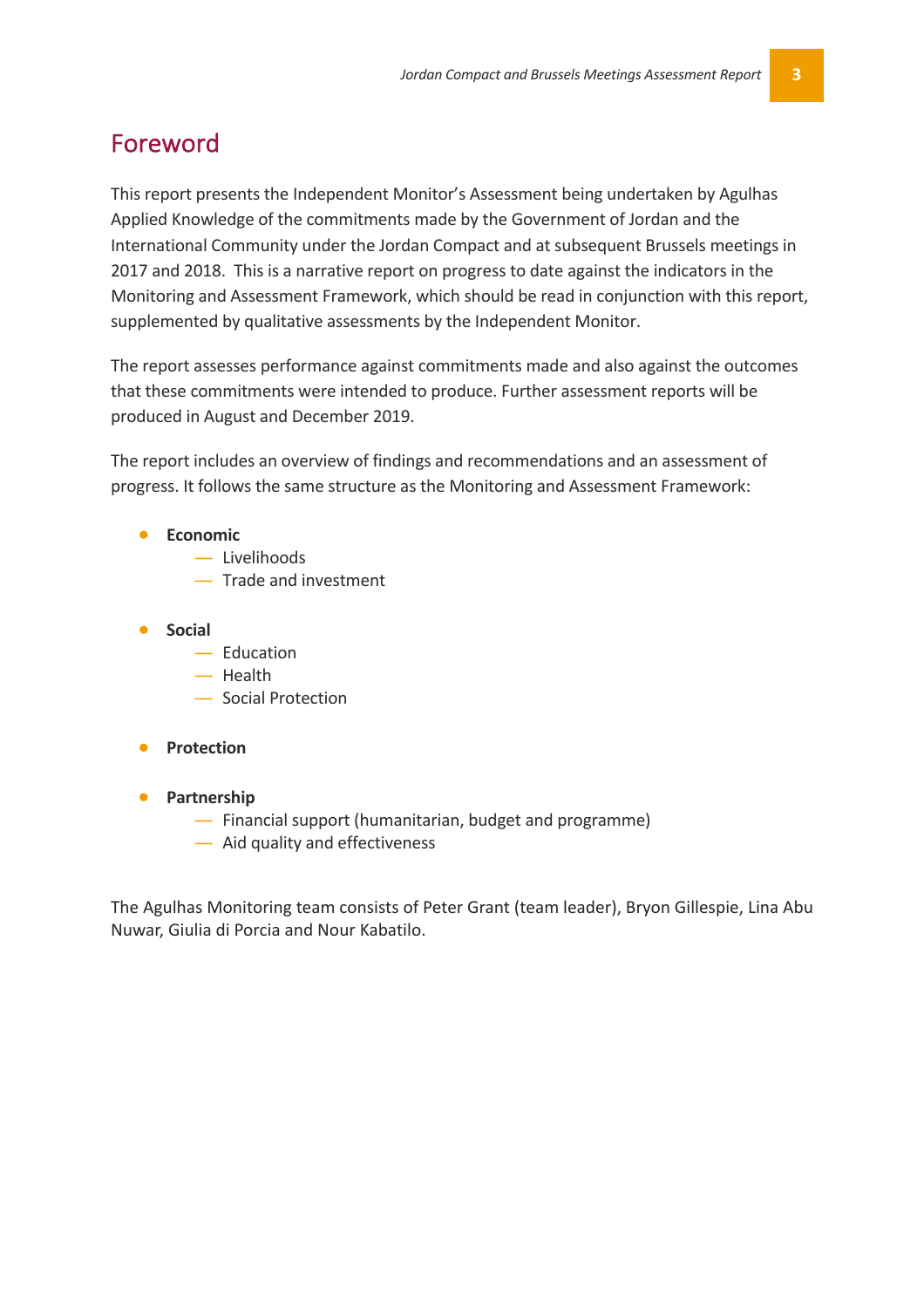# Foreword

This report presents the Independent Monitor's Assessment being undertaken by Agulhas Applied Knowledge of the commitments made by the Government of Jordan and the International Community under the Jordan Compact and at subsequent Brussels meetings in 2017 and 2018. This is a narrative report on progress to date against the indicators in the Monitoring and Assessment Framework, which should be read in conjunction with this report, supplemented by qualitative assessments by the Independent Monitor.

The report assesses performance against commitments made and also against the outcomes that these commitments were intended to produce. Further assessment reports will be produced in August and December 2019.

The report includes an overview of findings and recommendations and an assessment of progress. It follows the same structure as the Monitoring and Assessment Framework:

- **Economic**
  - Livelihoods
  - Trade and investment
- **Social**
  - Education
  - Health
  - Social Protection
- **Protection**
- **Partnership**
  - Financial support (humanitarian, budget and programme)
  - Aid quality and effectiveness

The Agulhas Monitoring team consists of Peter Grant (team leader), Bryon Gillespie, Lina Abu Nuwar, Giulia di Porcia and Nour Kabatilo.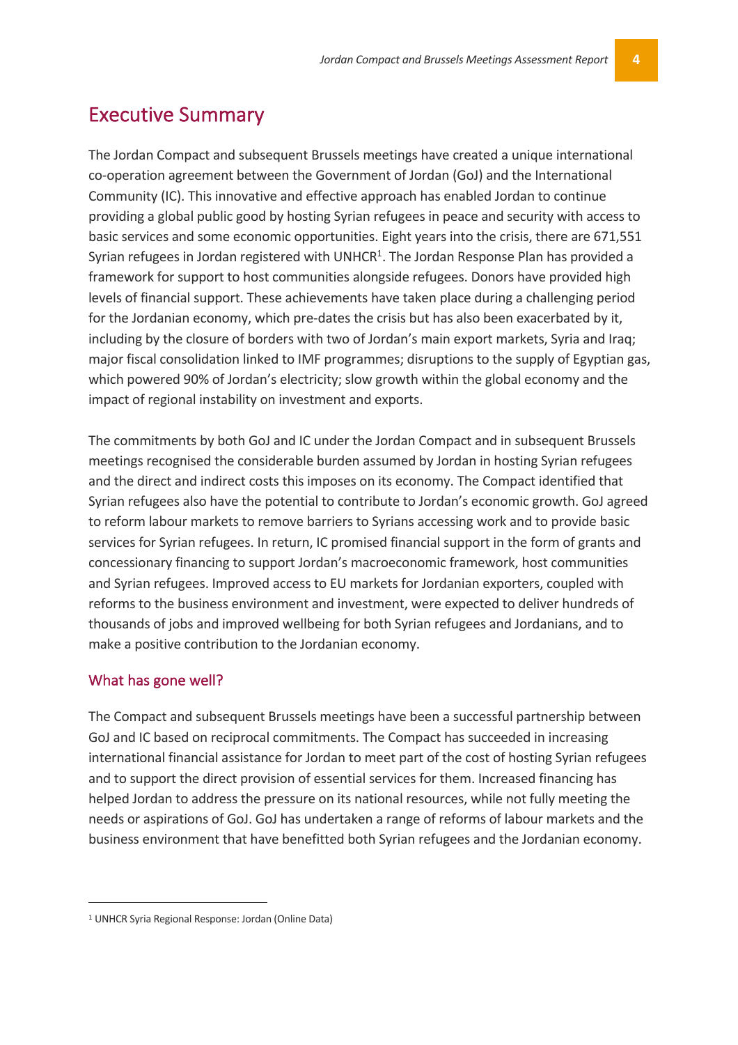# Executive Summary

The Jordan Compact and subsequent Brussels meetings have created a unique international co-operation agreement between the Government of Jordan (GoJ) and the International Community (IC). This innovative and effective approach has enabled Jordan to continue providing a global public good by hosting Syrian refugees in peace and security with access to basic services and some economic opportunities. Eight years into the crisis, there are 671,551 Syrian refugees in Jordan registered with UNHCR[1]. The Jordan Response Plan has provided a framework for support to host communities alongside refugees. Donors have provided high levels of financial support. These achievements have taken place during a challenging period for the Jordanian economy, which pre-dates the crisis but has also been exacerbated by it, including by the closure of borders with two of Jordan's main export markets, Syria and Iraq; major fiscal consolidation linked to IMF programmes; disruptions to the supply of Egyptian gas, which powered 90% of Jordan's electricity; slow growth within the global economy and the impact of regional instability on investment and exports.

The commitments by both GoJ and IC under the Jordan Compact and in subsequent Brussels meetings recognised the considerable burden assumed by Jordan in hosting Syrian refugees and the direct and indirect costs this imposes on its economy. The Compact identified that Syrian refugees also have the potential to contribute to Jordan's economic growth. GoJ agreed to reform labour markets to remove barriers to Syrians accessing work and to provide basic services for Syrian refugees. In return, IC promised financial support in the form of grants and concessionary financing to support Jordan's macroeconomic framework, host communities and Syrian refugees. Improved access to EU markets for Jordanian exporters, coupled with reforms to the business environment and investment, were expected to deliver hundreds of thousands of jobs and improved wellbeing for both Syrian refugees and Jordanians, and to make a positive contribution to the Jordanian economy.

## What has gone well?

The Compact and subsequent Brussels meetings have been a successful partnership between GoJ and IC based on reciprocal commitments. The Compact has succeeded in increasing international financial assistance for Jordan to meet part of the cost of hosting Syrian refugees and to support the direct provision of essential services for them. Increased financing has helped Jordan to address the pressure on its national resources, while not fully meeting the needs or aspirations of GoJ. GoJ has undertaken a range of reforms of labour markets and the business environment that have benefitted both Syrian refugees and the Jordanian economy.

[1] UNHCR Syria Regional Response: Jordan (Online Data)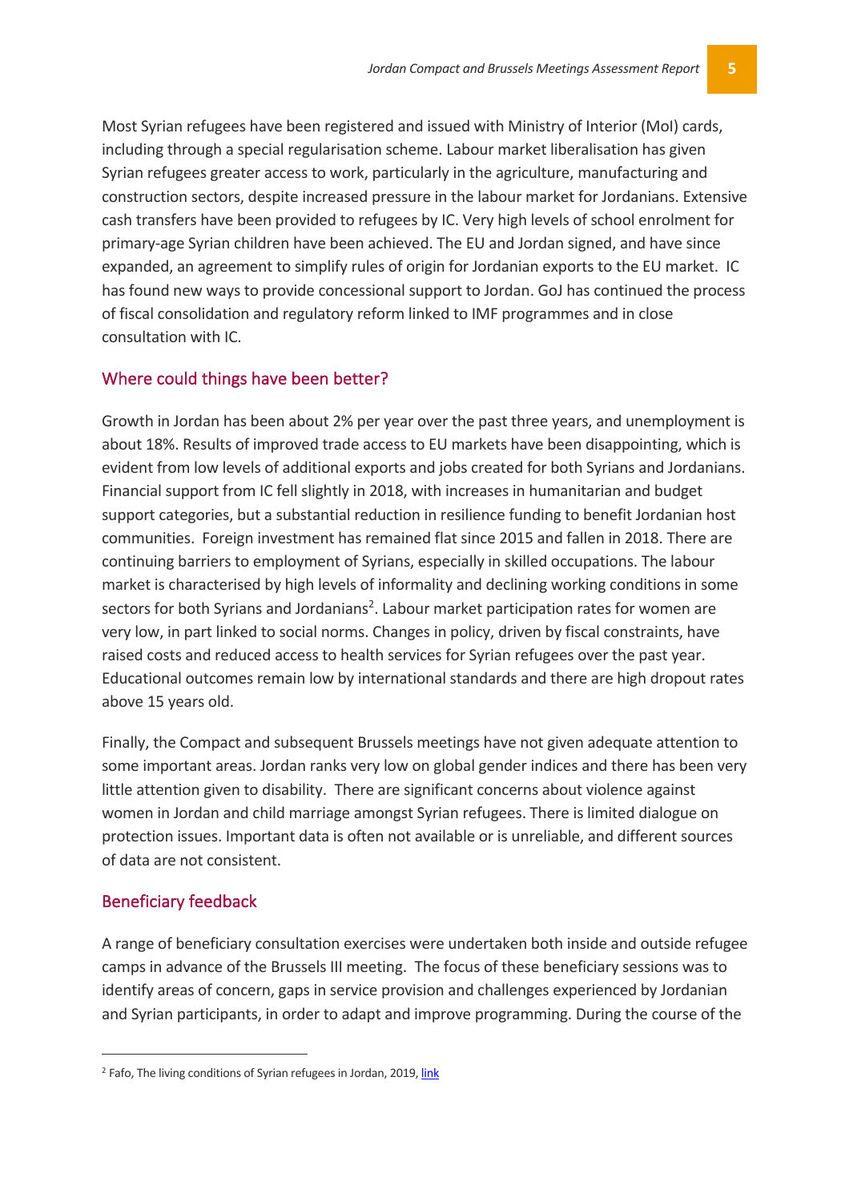Most Syrian refugees have been registered and issued with Ministry of Interior (MoI) cards, including through a special regularisation scheme. Labour market liberalisation has given Syrian refugees greater access to work, particularly in the agriculture, manufacturing and construction sectors, despite increased pressure in the labour market for Jordanians. Extensive cash transfers have been provided to refugees by IC. Very high levels of school enrolment for primary-age Syrian children have been achieved. The EU and Jordan signed, and have since expanded, an agreement to simplify rules of origin for Jordanian exports to the EU market. IC has found new ways to provide concessional support to Jordan. GoJ has continued the process of fiscal consolidation and regulatory reform linked to IMF programmes and in close consultation with IC.

## Where could things have been better?

Growth in Jordan has been about 2% per year over the past three years, and unemployment is about 18%. Results of improved trade access to EU markets have been disappointing, which is evident from low levels of additional exports and jobs created for both Syrians and Jordanians. Financial support from IC fell slightly in 2018, with increases in humanitarian and budget support categories, but a substantial reduction in resilience funding to benefit Jordanian host communities. Foreign investment has remained flat since 2015 and fallen in 2018. There are continuing barriers to employment of Syrians, especially in skilled occupations. The labour market is characterised by high levels of informality and declining working conditions in some sectors for both Syrians and Jordanians[2]. Labour market participation rates for women are very low, in part linked to social norms. Changes in policy, driven by fiscal constraints, have raised costs and reduced access to health services for Syrian refugees over the past year. Educational outcomes remain low by international standards and there are high dropout rates above 15 years old.

Finally, the Compact and subsequent Brussels meetings have not given adequate attention to some important areas. Jordan ranks very low on global gender indices and there has been very little attention given to disability. There are significant concerns about violence against women in Jordan and child marriage amongst Syrian refugees. There is limited dialogue on protection issues. Important data is often not available or is unreliable, and different sources of data are not consistent.

## Beneficiary feedback

A range of beneficiary consultation exercises were undertaken both inside and outside refugee camps in advance of the Brussels III meeting. The focus of these beneficiary sessions was to identify areas of concern, gaps in service provision and challenges experienced by Jordanian and Syrian participants, in order to adapt and improve programming. During the course of the

[2] Fafo, The living conditions of Syrian refugees in Jordan, 2019, link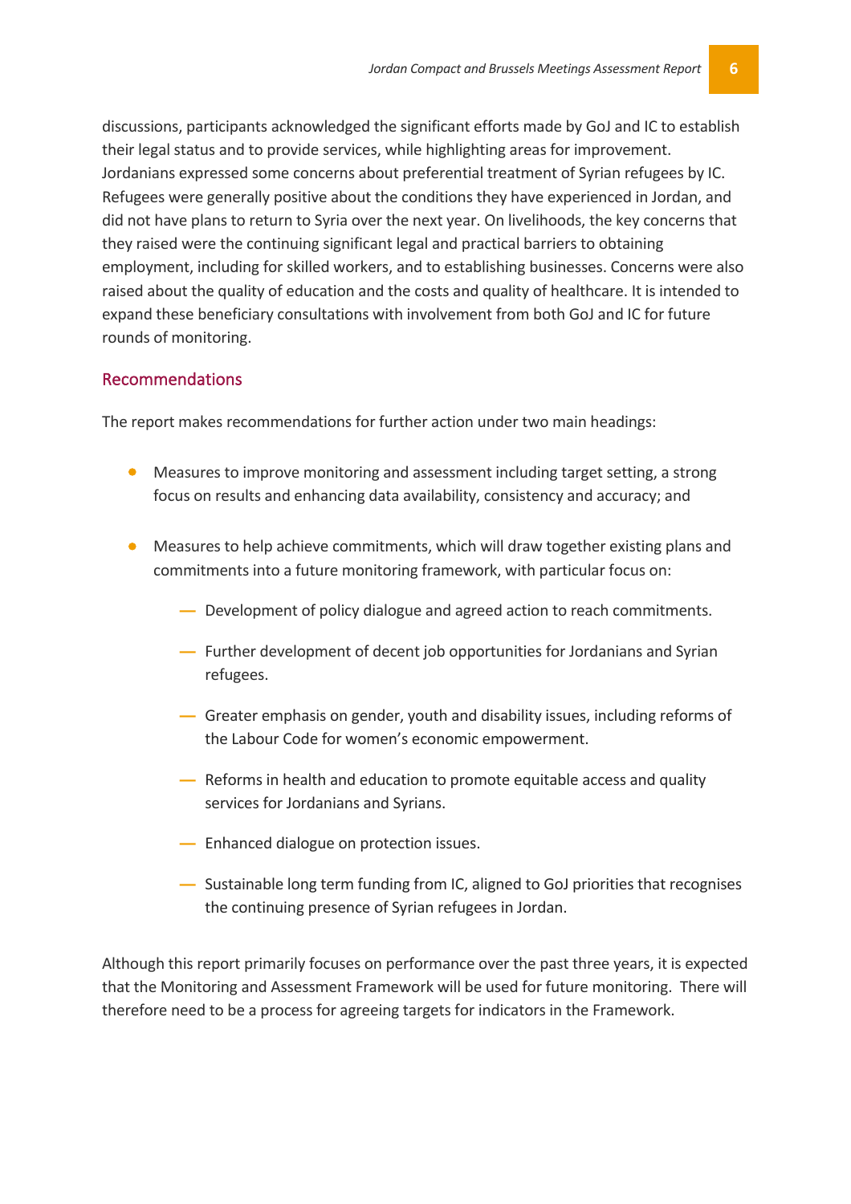discussions, participants acknowledged the significant efforts made by GoJ and IC to establish their legal status and to provide services, while highlighting areas for improvement. Jordanians expressed some concerns about preferential treatment of Syrian refugees by IC. Refugees were generally positive about the conditions they have experienced in Jordan, and did not have plans to return to Syria over the next year. On livelihoods, the key concerns that they raised were the continuing significant legal and practical barriers to obtaining employment, including for skilled workers, and to establishing businesses. Concerns were also raised about the quality of education and the costs and quality of healthcare. It is intended to expand these beneficiary consultations with involvement from both GoJ and IC for future rounds of monitoring.

## Recommendations

The report makes recommendations for further action under two main headings:

- Measures to improve monitoring and assessment including target setting, a strong focus on results and enhancing data availability, consistency and accuracy; and
- Measures to help achieve commitments, which will draw together existing plans and commitments into a future monitoring framework, with particular focus on:
  - Development of policy dialogue and agreed action to reach commitments.
  - Further development of decent job opportunities for Jordanians and Syrian refugees.
  - Greater emphasis on gender, youth and disability issues, including reforms of the Labour Code for women's economic empowerment.
  - Reforms in health and education to promote equitable access and quality services for Jordanians and Syrians.
  - Enhanced dialogue on protection issues.
  - Sustainable long term funding from IC, aligned to GoJ priorities that recognises the continuing presence of Syrian refugees in Jordan.

Although this report primarily focuses on performance over the past three years, it is expected that the Monitoring and Assessment Framework will be used for future monitoring. There will therefore need to be a process for agreeing targets for indicators in the Framework.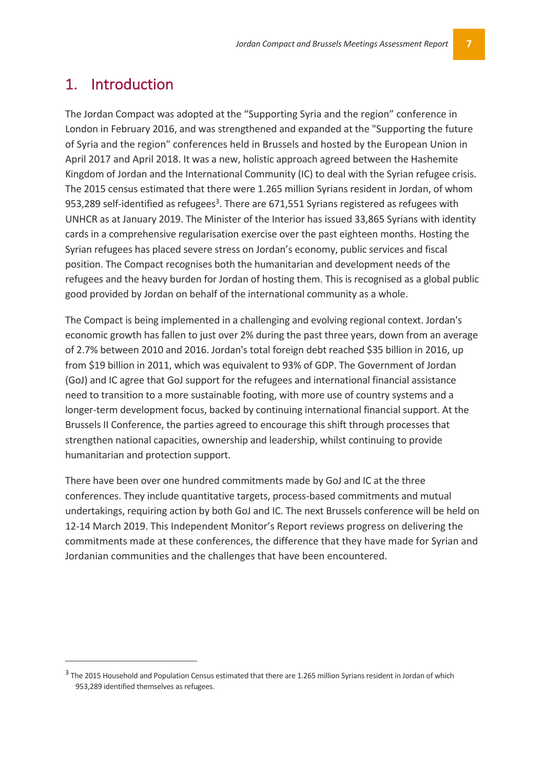# 1. Introduction

The Jordan Compact was adopted at the "Supporting Syria and the region" conference in London in February 2016, and was strengthened and expanded at the "Supporting the future of Syria and the region" conferences held in Brussels and hosted by the European Union in April 2017 and April 2018. It was a new, holistic approach agreed between the Hashemite Kingdom of Jordan and the International Community (IC) to deal with the Syrian refugee crisis. The 2015 census estimated that there were 1.265 million Syrians resident in Jordan, of whom 953,289 self-identified as refugees[3]. There are 671,551 Syrians registered as refugees with UNHCR as at January 2019. The Minister of the Interior has issued 33,865 Syrians with identity cards in a comprehensive regularisation exercise over the past eighteen months. Hosting the Syrian refugees has placed severe stress on Jordan's economy, public services and fiscal position. The Compact recognises both the humanitarian and development needs of the refugees and the heavy burden for Jordan of hosting them. This is recognised as a global public good provided by Jordan on behalf of the international community as a whole.

The Compact is being implemented in a challenging and evolving regional context. Jordan's economic growth has fallen to just over 2% during the past three years, down from an average of 2.7% between 2010 and 2016. Jordan's total foreign debt reached $35 billion in 2016, up from $19 billion in 2011, which was equivalent to 93% of GDP. The Government of Jordan (GoJ) and IC agree that GoJ support for the refugees and international financial assistance need to transition to a more sustainable footing, with more use of country systems and a longer-term development focus, backed by continuing international financial support. At the Brussels II Conference, the parties agreed to encourage this shift through processes that strengthen national capacities, ownership and leadership, whilst continuing to provide humanitarian and protection support.

There have been over one hundred commitments made by GoJ and IC at the three conferences. They include quantitative targets, process-based commitments and mutual undertakings, requiring action by both GoJ and IC. The next Brussels conference will be held on 12-14 March 2019. This Independent Monitor's Report reviews progress on delivering the commitments made at these conferences, the difference that they have made for Syrian and Jordanian communities and the challenges that have been encountered.

---

[3] The 2015 Household and Population Census estimated that there are 1.265 million Syrians resident in Jordan of which 953,289 identified themselves as refugees.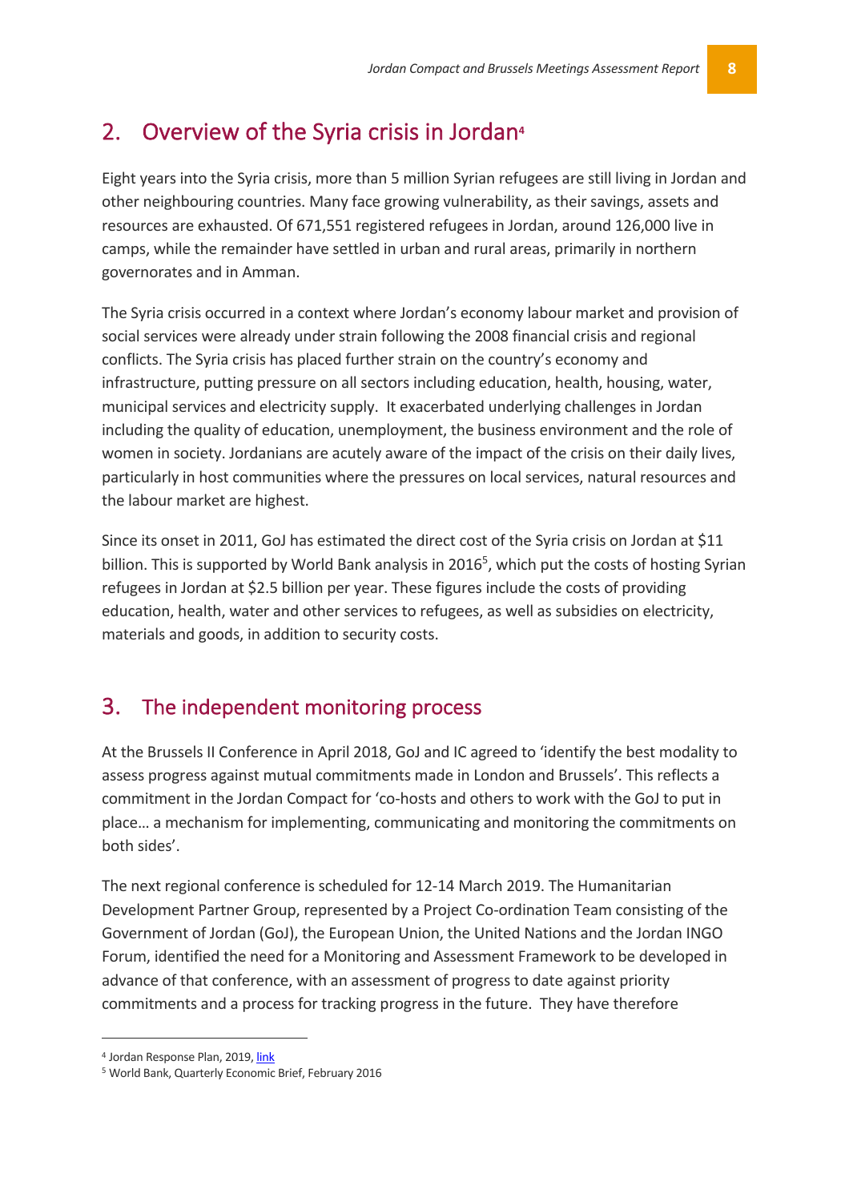## 2. Overview of the Syria crisis in Jordan[4]

Eight years into the Syria crisis, more than 5 million Syrian refugees are still living in Jordan and other neighbouring countries. Many face growing vulnerability, as their savings, assets and resources are exhausted. Of 671,551 registered refugees in Jordan, around 126,000 live in camps, while the remainder have settled in urban and rural areas, primarily in northern governorates and in Amman.

The Syria crisis occurred in a context where Jordan's economy labour market and provision of social services were already under strain following the 2008 financial crisis and regional conflicts. The Syria crisis has placed further strain on the country's economy and infrastructure, putting pressure on all sectors including education, health, housing, water, municipal services and electricity supply. It exacerbated underlying challenges in Jordan including the quality of education, unemployment, the business environment and the role of women in society. Jordanians are acutely aware of the impact of the crisis on their daily lives, particularly in host communities where the pressures on local services, natural resources and the labour market are highest.

Since its onset in 2011, GoJ has estimated the direct cost of the Syria crisis on Jordan at $11 billion. This is supported by World Bank analysis in 2016[5], which put the costs of hosting Syrian refugees in Jordan at $2.5 billion per year. These figures include the costs of providing education, health, water and other services to refugees, as well as subsidies on electricity, materials and goods, in addition to security costs.

## 3. The independent monitoring process

At the Brussels II Conference in April 2018, GoJ and IC agreed to 'identify the best modality to assess progress against mutual commitments made in London and Brussels'. This reflects a commitment in the Jordan Compact for 'co-hosts and others to work with the GoJ to put in place… a mechanism for implementing, communicating and monitoring the commitments on both sides'.

The next regional conference is scheduled for 12-14 March 2019. The Humanitarian Development Partner Group, represented by a Project Co-ordination Team consisting of the Government of Jordan (GoJ), the European Union, the United Nations and the Jordan INGO Forum, identified the need for a Monitoring and Assessment Framework to be developed in advance of that conference, with an assessment of progress to date against priority commitments and a process for tracking progress in the future. They have therefore

---

[4] Jordan Response Plan, 2019, link

[5] World Bank, Quarterly Economic Brief, February 2016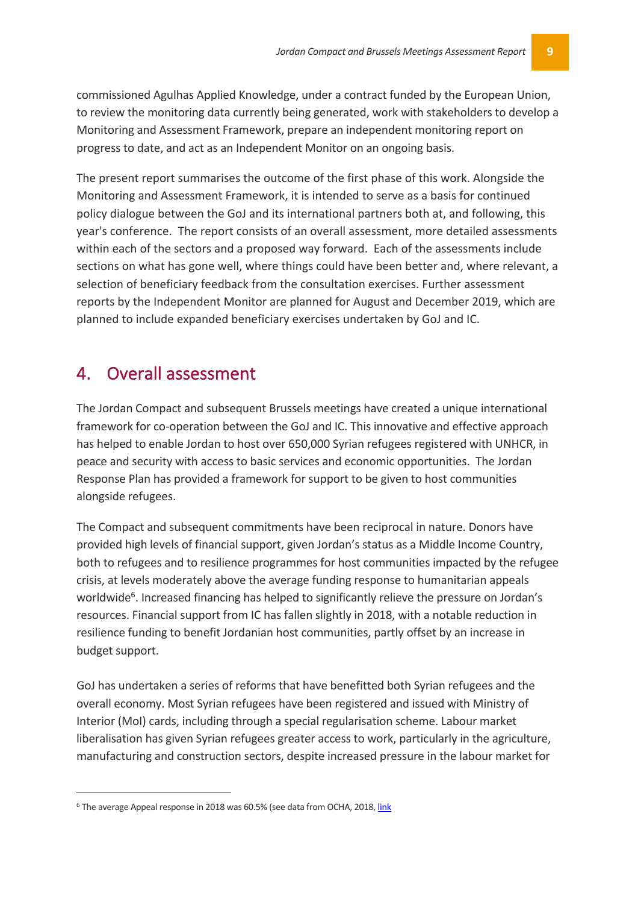commissioned Agulhas Applied Knowledge, under a contract funded by the European Union, to review the monitoring data currently being generated, work with stakeholders to develop a Monitoring and Assessment Framework, prepare an independent monitoring report on progress to date, and act as an Independent Monitor on an ongoing basis.

The present report summarises the outcome of the first phase of this work. Alongside the Monitoring and Assessment Framework, it is intended to serve as a basis for continued policy dialogue between the GoJ and its international partners both at, and following, this year's conference. The report consists of an overall assessment, more detailed assessments within each of the sectors and a proposed way forward. Each of the assessments include sections on what has gone well, where things could have been better and, where relevant, a selection of beneficiary feedback from the consultation exercises. Further assessment reports by the Independent Monitor are planned for August and December 2019, which are planned to include expanded beneficiary exercises undertaken by GoJ and IC.

## 4. Overall assessment

The Jordan Compact and subsequent Brussels meetings have created a unique international framework for co-operation between the GoJ and IC. This innovative and effective approach has helped to enable Jordan to host over 650,000 Syrian refugees registered with UNHCR, in peace and security with access to basic services and economic opportunities. The Jordan Response Plan has provided a framework for support to be given to host communities alongside refugees.

The Compact and subsequent commitments have been reciprocal in nature. Donors have provided high levels of financial support, given Jordan's status as a Middle Income Country, both to refugees and to resilience programmes for host communities impacted by the refugee crisis, at levels moderately above the average funding response to humanitarian appeals worldwide[6]. Increased financing has helped to significantly relieve the pressure on Jordan's resources. Financial support from IC has fallen slightly in 2018, with a notable reduction in resilience funding to benefit Jordanian host communities, partly offset by an increase in budget support.

GoJ has undertaken a series of reforms that have benefitted both Syrian refugees and the overall economy. Most Syrian refugees have been registered and issued with Ministry of Interior (MoI) cards, including through a special regularisation scheme. Labour market liberalisation has given Syrian refugees greater access to work, particularly in the agriculture, manufacturing and construction sectors, despite increased pressure in the labour market for

---

[6] The average Appeal response in 2018 was 60.5% (see data from OCHA, 2018, link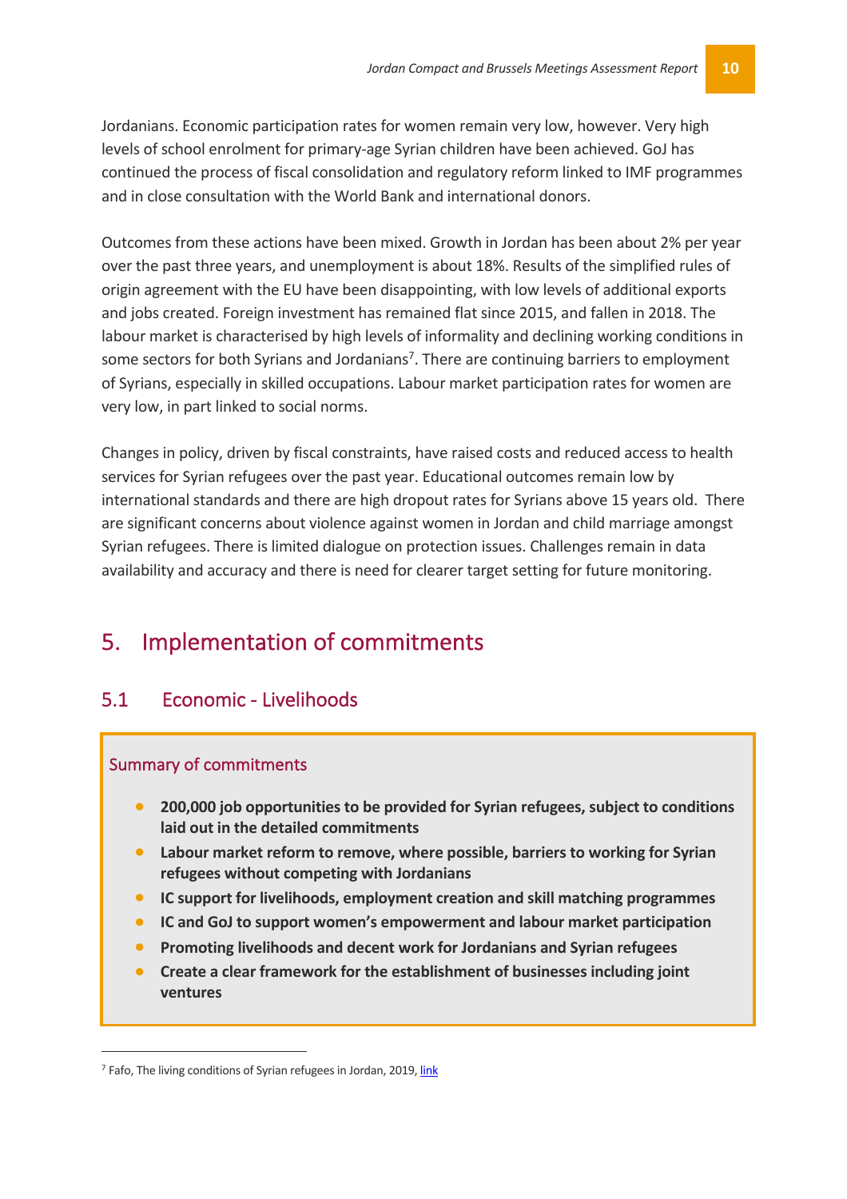Jordanians. Economic participation rates for women remain very low, however. Very high levels of school enrolment for primary-age Syrian children have been achieved. GoJ has continued the process of fiscal consolidation and regulatory reform linked to IMF programmes and in close consultation with the World Bank and international donors.

Outcomes from these actions have been mixed. Growth in Jordan has been about 2% per year over the past three years, and unemployment is about 18%. Results of the simplified rules of origin agreement with the EU have been disappointing, with low levels of additional exports and jobs created. Foreign investment has remained flat since 2015, and fallen in 2018. The labour market is characterised by high levels of informality and declining working conditions in some sectors for both Syrians and Jordanians[7]. There are continuing barriers to employment of Syrians, especially in skilled occupations. Labour market participation rates for women are very low, in part linked to social norms.

Changes in policy, driven by fiscal constraints, have raised costs and reduced access to health services for Syrian refugees over the past year. Educational outcomes remain low by international standards and there are high dropout rates for Syrians above 15 years old. There are significant concerns about violence against women in Jordan and child marriage amongst Syrian refugees. There is limited dialogue on protection issues. Challenges remain in data availability and accuracy and there is need for clearer target setting for future monitoring.

# 5. Implementation of commitments

## 5.1 Economic - Livelihoods

### Summary of commitments

- **200,000 job opportunities to be provided for Syrian refugees, subject to conditions laid out in the detailed commitments**
- **Labour market reform to remove, where possible, barriers to working for Syrian refugees without competing with Jordanians**
- **IC support for livelihoods, employment creation and skill matching programmes**
- **IC and GoJ to support women's empowerment and labour market participation**
- **Promoting livelihoods and decent work for Jordanians and Syrian refugees**
- **Create a clear framework for the establishment of businesses including joint ventures**

[7] Fafo, The living conditions of Syrian refugees in Jordan, 2019, link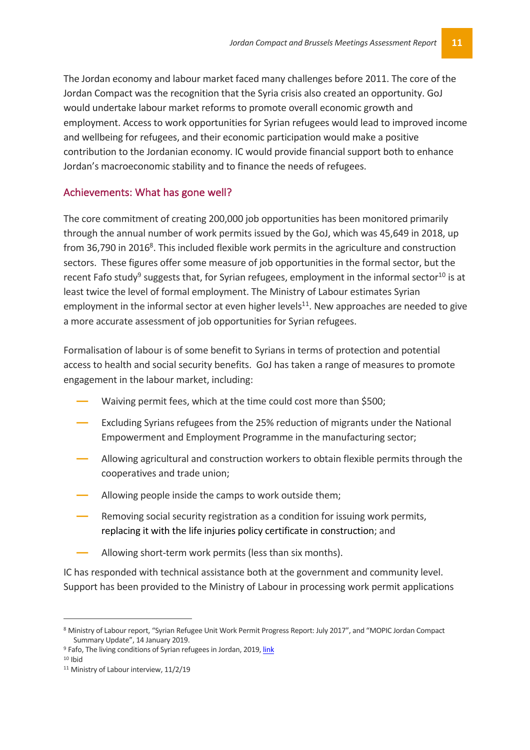The Jordan economy and labour market faced many challenges before 2011. The core of the Jordan Compact was the recognition that the Syria crisis also created an opportunity. GoJ would undertake labour market reforms to promote overall economic growth and employment. Access to work opportunities for Syrian refugees would lead to improved income and wellbeing for refugees, and their economic participation would make a positive contribution to the Jordanian economy. IC would provide financial support both to enhance Jordan's macroeconomic stability and to finance the needs of refugees.

## Achievements: What has gone well?

The core commitment of creating 200,000 job opportunities has been monitored primarily through the annual number of work permits issued by the GoJ, which was 45,649 in 2018, up from 36,790 in 2016[8]. This included flexible work permits in the agriculture and construction sectors. These figures offer some measure of job opportunities in the formal sector, but the recent Fafo study[9] suggests that, for Syrian refugees, employment in the informal sector[10] is at least twice the level of formal employment. The Ministry of Labour estimates Syrian employment in the informal sector at even higher levels[11]. New approaches are needed to give a more accurate assessment of job opportunities for Syrian refugees.

Formalisation of labour is of some benefit to Syrians in terms of protection and potential access to health and social security benefits. GoJ has taken a range of measures to promote engagement in the labour market, including:

- Waiving permit fees, which at the time could cost more than $500;
- Excluding Syrians refugees from the 25% reduction of migrants under the National Empowerment and Employment Programme in the manufacturing sector;
- Allowing agricultural and construction workers to obtain flexible permits through the cooperatives and trade union;
- Allowing people inside the camps to work outside them;
- Removing social security registration as a condition for issuing work permits, replacing it with the life injuries policy certificate in construction; and
- Allowing short-term work permits (less than six months).

IC has responded with technical assistance both at the government and community level. Support has been provided to the Ministry of Labour in processing work permit applications

---

[8] Ministry of Labour report, "Syrian Refugee Unit Work Permit Progress Report: July 2017", and "MOPIC Jordan Compact Summary Update", 14 January 2019.

[9] Fafo, The living conditions of Syrian refugees in Jordan, 2019, link

[10] Ibid

[11] Ministry of Labour interview, 11/2/19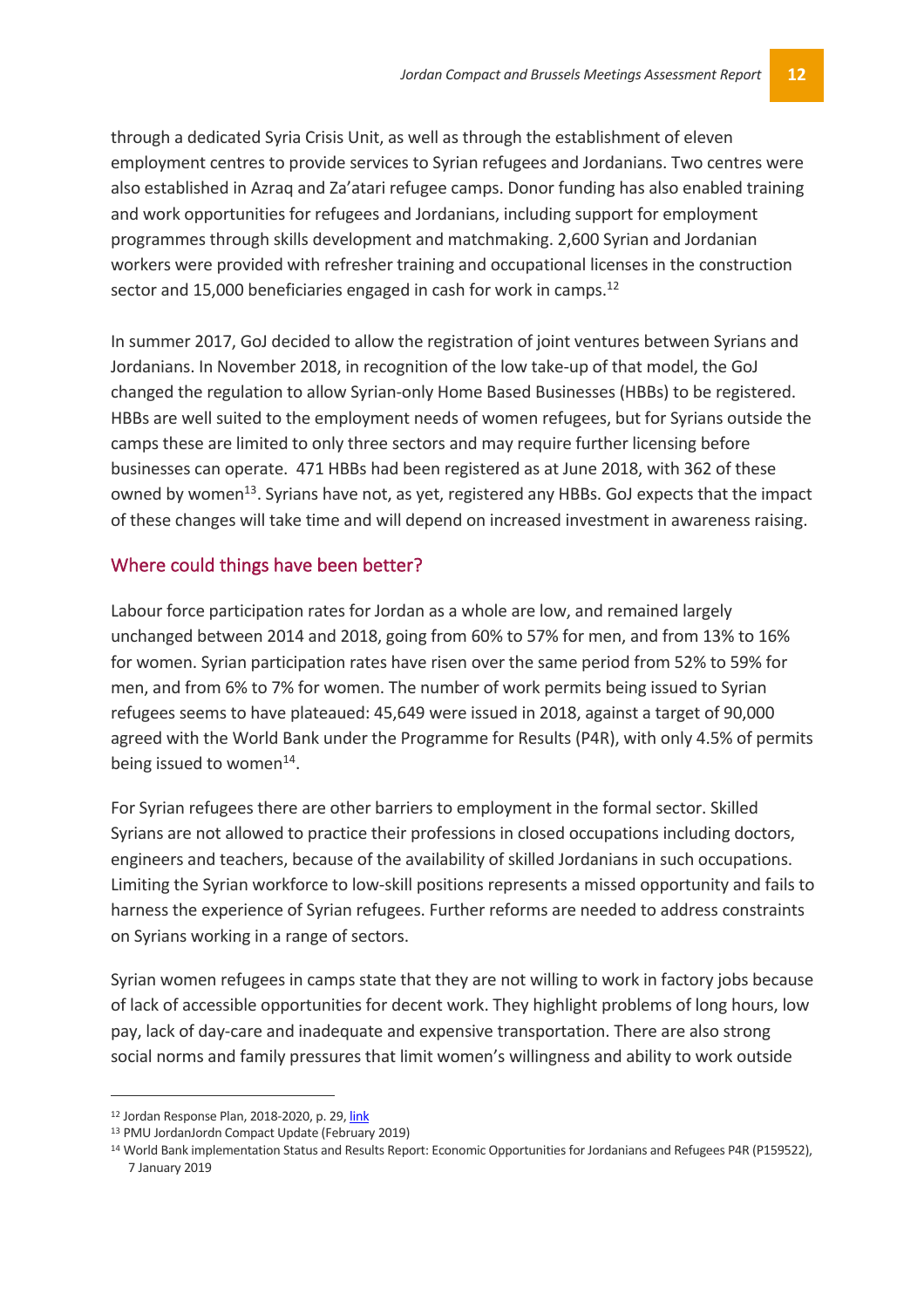through a dedicated Syria Crisis Unit, as well as through the establishment of eleven employment centres to provide services to Syrian refugees and Jordanians. Two centres were also established in Azraq and Za'atari refugee camps. Donor funding has also enabled training and work opportunities for refugees and Jordanians, including support for employment programmes through skills development and matchmaking. 2,600 Syrian and Jordanian workers were provided with refresher training and occupational licenses in the construction sector and 15,000 beneficiaries engaged in cash for work in camps.[12]

In summer 2017, GoJ decided to allow the registration of joint ventures between Syrians and Jordanians. In November 2018, in recognition of the low take-up of that model, the GoJ changed the regulation to allow Syrian-only Home Based Businesses (HBBs) to be registered. HBBs are well suited to the employment needs of women refugees, but for Syrians outside the camps these are limited to only three sectors and may require further licensing before businesses can operate. 471 HBBs had been registered as at June 2018, with 362 of these owned by women[13]. Syrians have not, as yet, registered any HBBs. GoJ expects that the impact of these changes will take time and will depend on increased investment in awareness raising.

## Where could things have been better?

Labour force participation rates for Jordan as a whole are low, and remained largely unchanged between 2014 and 2018, going from 60% to 57% for men, and from 13% to 16% for women. Syrian participation rates have risen over the same period from 52% to 59% for men, and from 6% to 7% for women. The number of work permits being issued to Syrian refugees seems to have plateaued: 45,649 were issued in 2018, against a target of 90,000 agreed with the World Bank under the Programme for Results (P4R), with only 4.5% of permits being issued to women[14].

For Syrian refugees there are other barriers to employment in the formal sector. Skilled Syrians are not allowed to practice their professions in closed occupations including doctors, engineers and teachers, because of the availability of skilled Jordanians in such occupations. Limiting the Syrian workforce to low-skill positions represents a missed opportunity and fails to harness the experience of Syrian refugees. Further reforms are needed to address constraints on Syrians working in a range of sectors.

Syrian women refugees in camps state that they are not willing to work in factory jobs because of lack of accessible opportunities for decent work. They highlight problems of long hours, low pay, lack of day-care and inadequate and expensive transportation. There are also strong social norms and family pressures that limit women's willingness and ability to work outside

---

[12] Jordan Response Plan, 2018-2020, p. 29, link

[13] PMU JordanJordn Compact Update (February 2019)

[14] World Bank implementation Status and Results Report: Economic Opportunities for Jordanians and Refugees P4R (P159522), 7 January 2019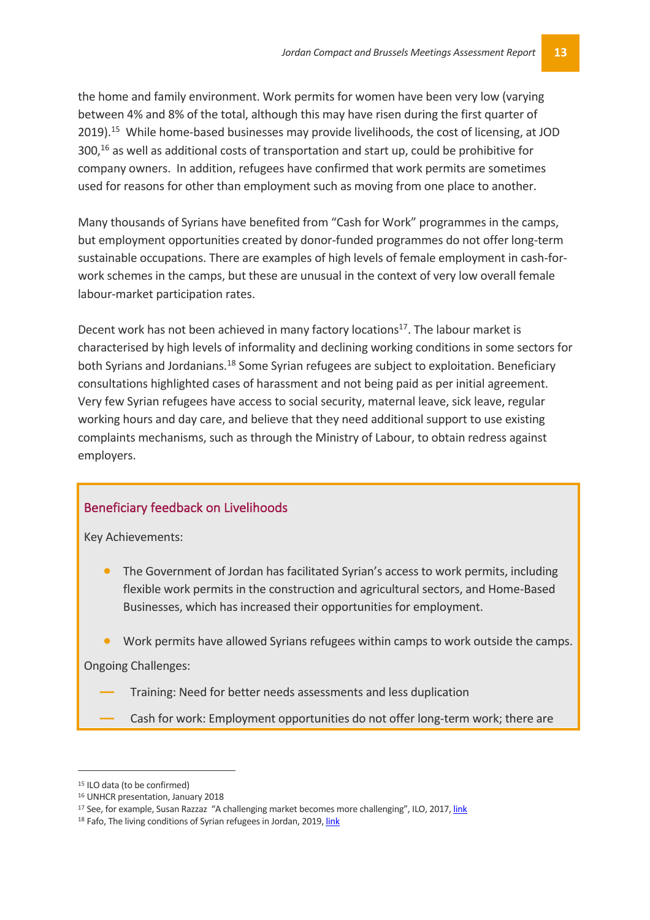the home and family environment. Work permits for women have been very low (varying between 4% and 8% of the total, although this may have risen during the first quarter of 2019).[15] While home-based businesses may provide livelihoods, the cost of licensing, at JOD 300,[16] as well as additional costs of transportation and start up, could be prohibitive for company owners. In addition, refugees have confirmed that work permits are sometimes used for reasons for other than employment such as moving from one place to another.

Many thousands of Syrians have benefited from "Cash for Work" programmes in the camps, but employment opportunities created by donor-funded programmes do not offer long-term sustainable occupations. There are examples of high levels of female employment in cash-for-work schemes in the camps, but these are unusual in the context of very low overall female labour-market participation rates.

Decent work has not been achieved in many factory locations[17]. The labour market is characterised by high levels of informality and declining working conditions in some sectors for both Syrians and Jordanians.[18] Some Syrian refugees are subject to exploitation. Beneficiary consultations highlighted cases of harassment and not being paid as per initial agreement. Very few Syrian refugees have access to social security, maternal leave, sick leave, regular working hours and day care, and believe that they need additional support to use existing complaints mechanisms, such as through the Ministry of Labour, to obtain redress against employers.

### Beneficiary feedback on Livelihoods

Key Achievements:

- The Government of Jordan has facilitated Syrian's access to work permits, including flexible work permits in the construction and agricultural sectors, and Home-Based Businesses, which has increased their opportunities for employment.
- Work permits have allowed Syrians refugees within camps to work outside the camps.

Ongoing Challenges:

- Training: Need for better needs assessments and less duplication
- Cash for work: Employment opportunities do not offer long-term work; there are

---

[15] ILO data (to be confirmed)

[16] UNHCR presentation, January 2018

[17] See, for example, Susan Razzaz "A challenging market becomes more challenging", ILO, 2017, link

[18] Fafo, The living conditions of Syrian refugees in Jordan, 2019, link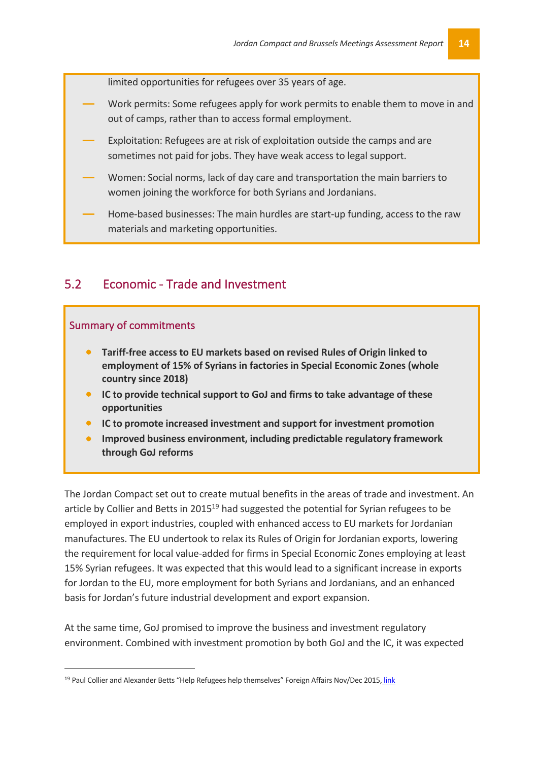limited opportunities for refugees over 35 years of age.

- Work permits: Some refugees apply for work permits to enable them to move in and out of camps, rather than to access formal employment.
- Exploitation: Refugees are at risk of exploitation outside the camps and are sometimes not paid for jobs. They have weak access to legal support.
- Women: Social norms, lack of day care and transportation the main barriers to women joining the workforce for both Syrians and Jordanians.
- Home-based businesses: The main hurdles are start-up funding, access to the raw materials and marketing opportunities.

## 5.2 Economic - Trade and Investment

### Summary of commitments

- **Tariff-free access to EU markets based on revised Rules of Origin linked to employment of 15% of Syrians in factories in Special Economic Zones (whole country since 2018)**
- **IC to provide technical support to GoJ and firms to take advantage of these opportunities**
- **IC to promote increased investment and support for investment promotion**
- **Improved business environment, including predictable regulatory framework through GoJ reforms**

The Jordan Compact set out to create mutual benefits in the areas of trade and investment. An article by Collier and Betts in 2015[19] had suggested the potential for Syrian refugees to be employed in export industries, coupled with enhanced access to EU markets for Jordanian manufactures. The EU undertook to relax its Rules of Origin for Jordanian exports, lowering the requirement for local value-added for firms in Special Economic Zones employing at least 15% Syrian refugees. It was expected that this would lead to a significant increase in exports for Jordan to the EU, more employment for both Syrians and Jordanians, and an enhanced basis for Jordan's future industrial development and export expansion.

At the same time, GoJ promised to improve the business and investment regulatory environment. Combined with investment promotion by both GoJ and the IC, it was expected

[19] Paul Collier and Alexander Betts "Help Refugees help themselves" Foreign Affairs Nov/Dec 2015, link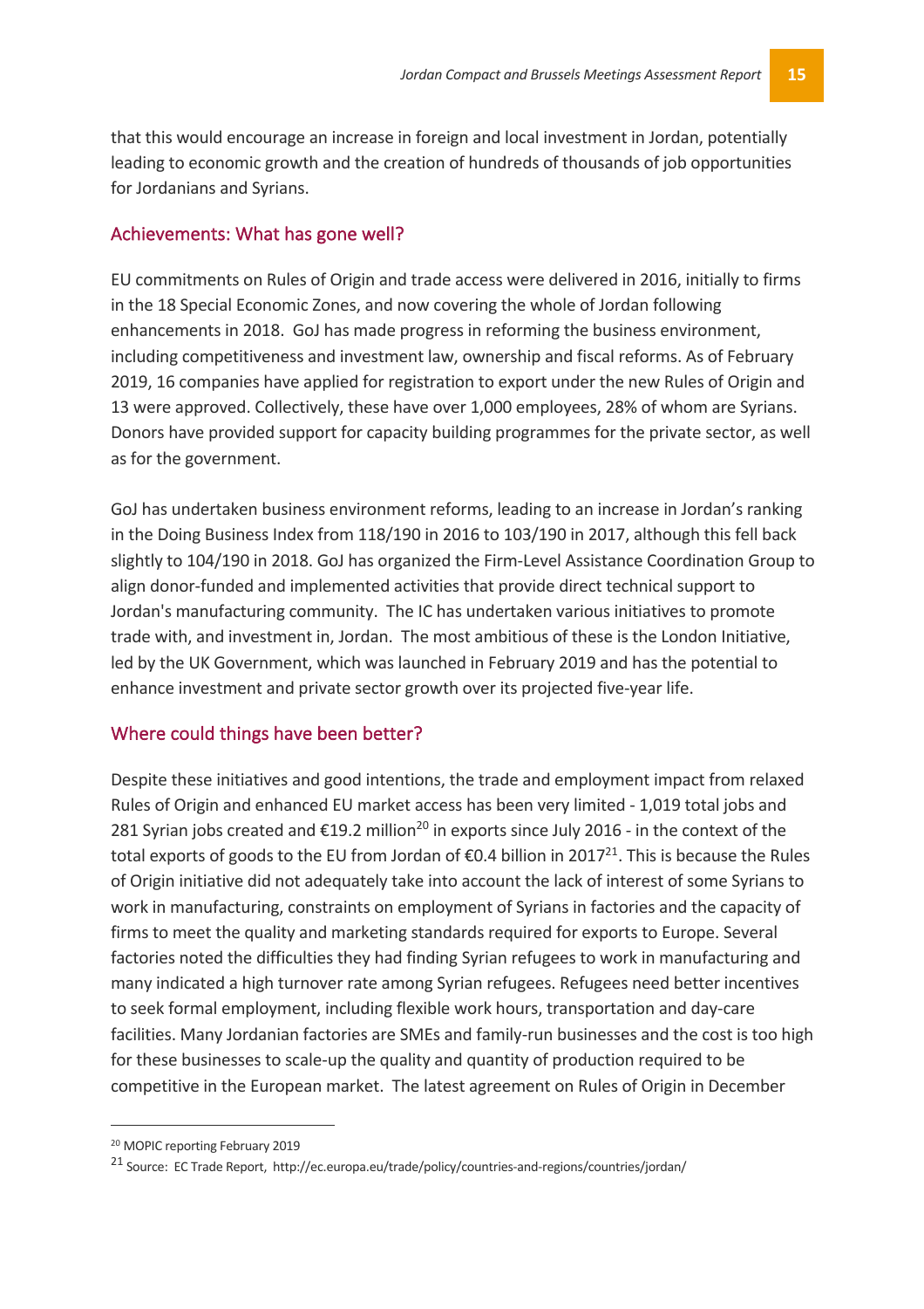that this would encourage an increase in foreign and local investment in Jordan, potentially leading to economic growth and the creation of hundreds of thousands of job opportunities for Jordanians and Syrians.

## Achievements: What has gone well?

EU commitments on Rules of Origin and trade access were delivered in 2016, initially to firms in the 18 Special Economic Zones, and now covering the whole of Jordan following enhancements in 2018. GoJ has made progress in reforming the business environment, including competitiveness and investment law, ownership and fiscal reforms. As of February 2019, 16 companies have applied for registration to export under the new Rules of Origin and 13 were approved. Collectively, these have over 1,000 employees, 28% of whom are Syrians. Donors have provided support for capacity building programmes for the private sector, as well as for the government.

GoJ has undertaken business environment reforms, leading to an increase in Jordan's ranking in the Doing Business Index from 118/190 in 2016 to 103/190 in 2017, although this fell back slightly to 104/190 in 2018. GoJ has organized the Firm-Level Assistance Coordination Group to align donor-funded and implemented activities that provide direct technical support to Jordan's manufacturing community. The IC has undertaken various initiatives to promote trade with, and investment in, Jordan. The most ambitious of these is the London Initiative, led by the UK Government, which was launched in February 2019 and has the potential to enhance investment and private sector growth over its projected five-year life.

## Where could things have been better?

Despite these initiatives and good intentions, the trade and employment impact from relaxed Rules of Origin and enhanced EU market access has been very limited - 1,019 total jobs and 281 Syrian jobs created and €19.2 million[20] in exports since July 2016 - in the context of the total exports of goods to the EU from Jordan of €0.4 billion in 2017[21]. This is because the Rules of Origin initiative did not adequately take into account the lack of interest of some Syrians to work in manufacturing, constraints on employment of Syrians in factories and the capacity of firms to meet the quality and marketing standards required for exports to Europe. Several factories noted the difficulties they had finding Syrian refugees to work in manufacturing and many indicated a high turnover rate among Syrian refugees. Refugees need better incentives to seek formal employment, including flexible work hours, transportation and day-care facilities. Many Jordanian factories are SMEs and family-run businesses and the cost is too high for these businesses to scale-up the quality and quantity of production required to be competitive in the European market. The latest agreement on Rules of Origin in December

---

[20] MOPIC reporting February 2019

[21] Source: EC Trade Report, http://ec.europa.eu/trade/policy/countries-and-regions/countries/jordan/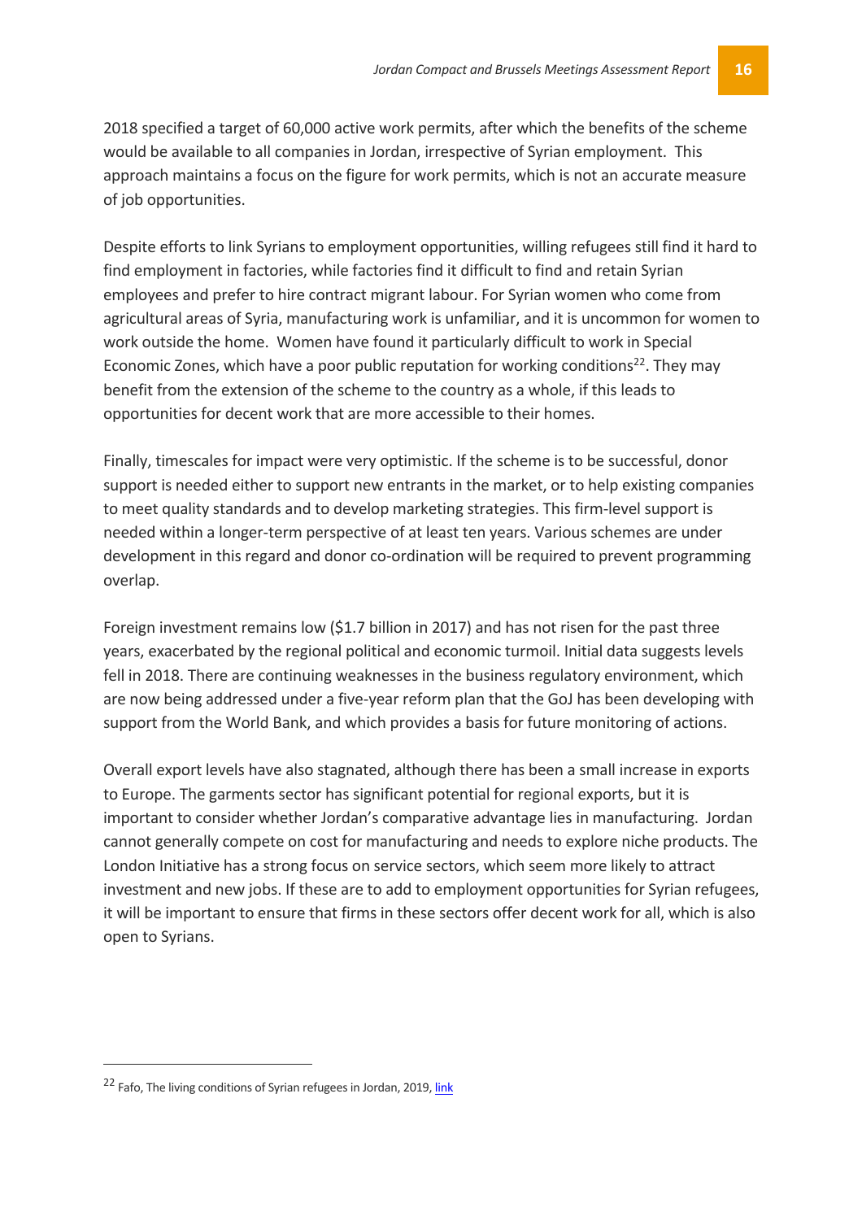2018 specified a target of 60,000 active work permits, after which the benefits of the scheme would be available to all companies in Jordan, irrespective of Syrian employment. This approach maintains a focus on the figure for work permits, which is not an accurate measure of job opportunities.

Despite efforts to link Syrians to employment opportunities, willing refugees still find it hard to find employment in factories, while factories find it difficult to find and retain Syrian employees and prefer to hire contract migrant labour. For Syrian women who come from agricultural areas of Syria, manufacturing work is unfamiliar, and it is uncommon for women to work outside the home. Women have found it particularly difficult to work in Special Economic Zones, which have a poor public reputation for working conditions[22]. They may benefit from the extension of the scheme to the country as a whole, if this leads to opportunities for decent work that are more accessible to their homes.

Finally, timescales for impact were very optimistic. If the scheme is to be successful, donor support is needed either to support new entrants in the market, or to help existing companies to meet quality standards and to develop marketing strategies. This firm-level support is needed within a longer-term perspective of at least ten years. Various schemes are under development in this regard and donor co-ordination will be required to prevent programming overlap.

Foreign investment remains low ($1.7 billion in 2017) and has not risen for the past three years, exacerbated by the regional political and economic turmoil. Initial data suggests levels fell in 2018. There are continuing weaknesses in the business regulatory environment, which are now being addressed under a five-year reform plan that the GoJ has been developing with support from the World Bank, and which provides a basis for future monitoring of actions.

Overall export levels have also stagnated, although there has been a small increase in exports to Europe. The garments sector has significant potential for regional exports, but it is important to consider whether Jordan's comparative advantage lies in manufacturing. Jordan cannot generally compete on cost for manufacturing and needs to explore niche products. The London Initiative has a strong focus on service sectors, which seem more likely to attract investment and new jobs. If these are to add to employment opportunities for Syrian refugees, it will be important to ensure that firms in these sectors offer decent work for all, which is also open to Syrians.

---

[22] Fafo, The living conditions of Syrian refugees in Jordan, 2019, link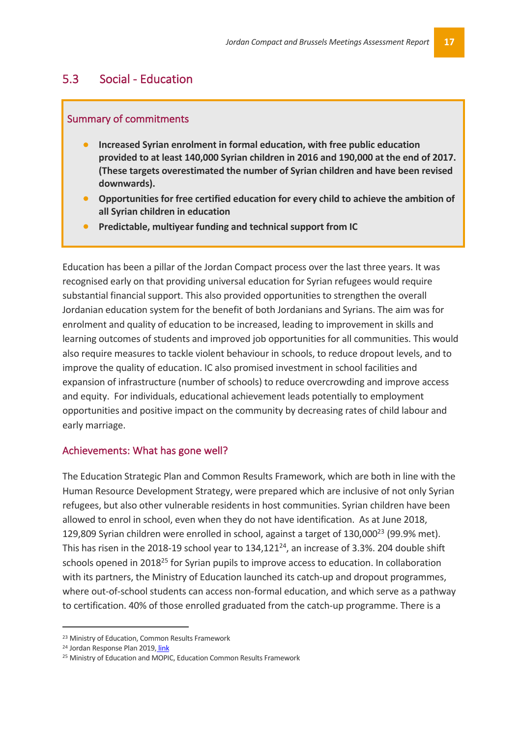## 5.3 Social - Education

### Summary of commitments

- **Increased Syrian enrolment in formal education, with free public education provided to at least 140,000 Syrian children in 2016 and 190,000 at the end of 2017. (These targets overestimated the number of Syrian children and have been revised downwards).**
- **Opportunities for free certified education for every child to achieve the ambition of all Syrian children in education**
- **Predictable, multiyear funding and technical support from IC**

Education has been a pillar of the Jordan Compact process over the last three years. It was recognised early on that providing universal education for Syrian refugees would require substantial financial support. This also provided opportunities to strengthen the overall Jordanian education system for the benefit of both Jordanians and Syrians. The aim was for enrolment and quality of education to be increased, leading to improvement in skills and learning outcomes of students and improved job opportunities for all communities. This would also require measures to tackle violent behaviour in schools, to reduce dropout levels, and to improve the quality of education. IC also promised investment in school facilities and expansion of infrastructure (number of schools) to reduce overcrowding and improve access and equity. For individuals, educational achievement leads potentially to employment opportunities and positive impact on the community by decreasing rates of child labour and early marriage.

### Achievements: What has gone well?

The Education Strategic Plan and Common Results Framework, which are both in line with the Human Resource Development Strategy, were prepared which are inclusive of not only Syrian refugees, but also other vulnerable residents in host communities. Syrian children have been allowed to enrol in school, even when they do not have identification. As at June 2018, 129,809 Syrian children were enrolled in school, against a target of 130,000[23] (99.9% met). This has risen in the 2018-19 school year to 134,121[24], an increase of 3.3%. 204 double shift schools opened in 2018[25] for Syrian pupils to improve access to education. In collaboration with its partners, the Ministry of Education launched its catch-up and dropout programmes, where out-of-school students can access non-formal education, and which serve as a pathway to certification. 40% of those enrolled graduated from the catch-up programme. There is a

[23] Ministry of Education, Common Results Framework

[24] Jordan Response Plan 2019, link

[25] Ministry of Education and MOPIC, Education Common Results Framework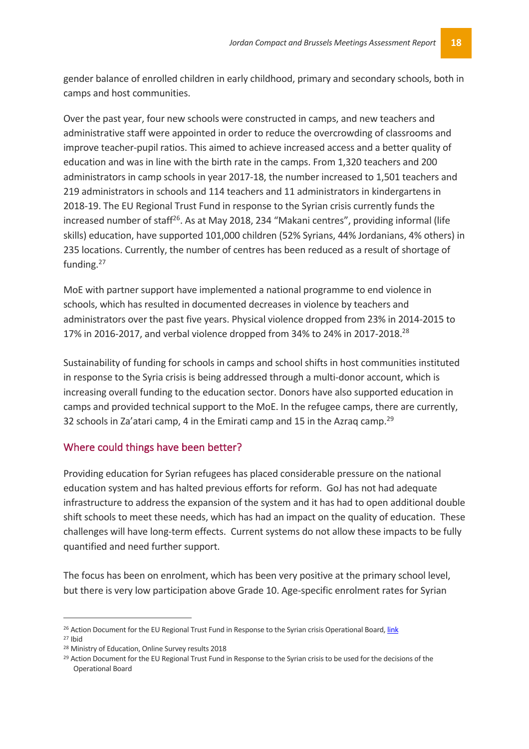gender balance of enrolled children in early childhood, primary and secondary schools, both in camps and host communities.

Over the past year, four new schools were constructed in camps, and new teachers and administrative staff were appointed in order to reduce the overcrowding of classrooms and improve teacher-pupil ratios. This aimed to achieve increased access and a better quality of education and was in line with the birth rate in the camps. From 1,320 teachers and 200 administrators in camp schools in year 2017-18, the number increased to 1,501 teachers and 219 administrators in schools and 114 teachers and 11 administrators in kindergartens in 2018-19. The EU Regional Trust Fund in response to the Syrian crisis currently funds the increased number of staff[26]. As at May 2018, 234 "Makani centres", providing informal (life skills) education, have supported 101,000 children (52% Syrians, 44% Jordanians, 4% others) in 235 locations. Currently, the number of centres has been reduced as a result of shortage of funding.[27]

MoE with partner support have implemented a national programme to end violence in schools, which has resulted in documented decreases in violence by teachers and administrators over the past five years. Physical violence dropped from 23% in 2014-2015 to 17% in 2016-2017, and verbal violence dropped from 34% to 24% in 2017-2018.[28]

Sustainability of funding for schools in camps and school shifts in host communities instituted in response to the Syria crisis is being addressed through a multi-donor account, which is increasing overall funding to the education sector. Donors have also supported education in camps and provided technical support to the MoE. In the refugee camps, there are currently, 32 schools in Za'atari camp, 4 in the Emirati camp and 15 in the Azraq camp.[29]

## Where could things have been better?

Providing education for Syrian refugees has placed considerable pressure on the national education system and has halted previous efforts for reform. GoJ has not had adequate infrastructure to address the expansion of the system and it has had to open additional double shift schools to meet these needs, which has had an impact on the quality of education. These challenges will have long-term effects. Current systems do not allow these impacts to be fully quantified and need further support.

The focus has been on enrolment, which has been very positive at the primary school level, but there is very low participation above Grade 10. Age-specific enrolment rates for Syrian

---

[26] Action Document for the EU Regional Trust Fund in Response to the Syrian crisis Operational Board, link

[27] Ibid

[28] Ministry of Education, Online Survey results 2018

[29] Action Document for the EU Regional Trust Fund in Response to the Syrian crisis to be used for the decisions of the Operational Board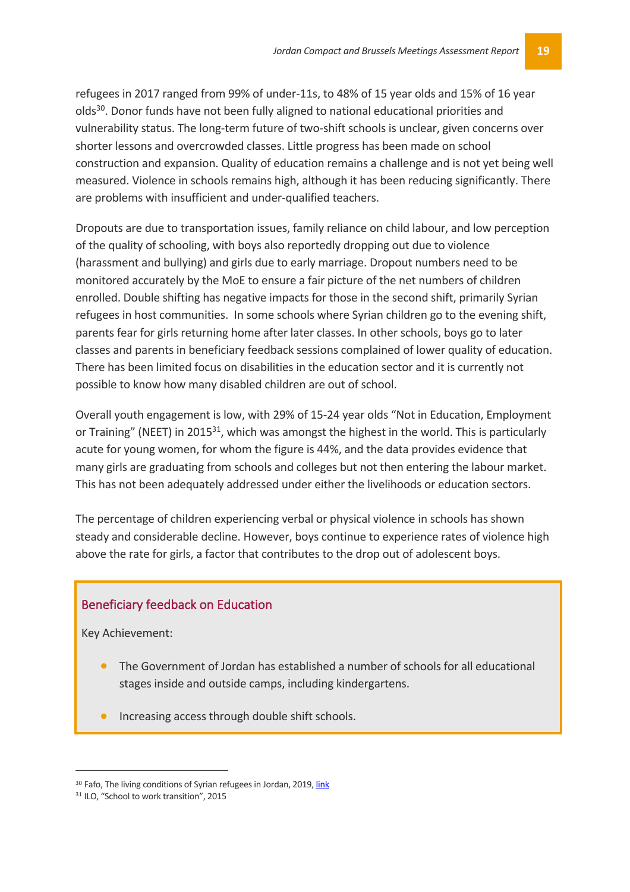refugees in 2017 ranged from 99% of under-11s, to 48% of 15 year olds and 15% of 16 year olds[30]. Donor funds have not been fully aligned to national educational priorities and vulnerability status. The long-term future of two-shift schools is unclear, given concerns over shorter lessons and overcrowded classes. Little progress has been made on school construction and expansion. Quality of education remains a challenge and is not yet being well measured. Violence in schools remains high, although it has been reducing significantly. There are problems with insufficient and under-qualified teachers.

Dropouts are due to transportation issues, family reliance on child labour, and low perception of the quality of schooling, with boys also reportedly dropping out due to violence (harassment and bullying) and girls due to early marriage. Dropout numbers need to be monitored accurately by the MoE to ensure a fair picture of the net numbers of children enrolled. Double shifting has negative impacts for those in the second shift, primarily Syrian refugees in host communities. In some schools where Syrian children go to the evening shift, parents fear for girls returning home after later classes. In other schools, boys go to later classes and parents in beneficiary feedback sessions complained of lower quality of education. There has been limited focus on disabilities in the education sector and it is currently not possible to know how many disabled children are out of school.

Overall youth engagement is low, with 29% of 15-24 year olds "Not in Education, Employment or Training" (NEET) in 2015[31], which was amongst the highest in the world. This is particularly acute for young women, for whom the figure is 44%, and the data provides evidence that many girls are graduating from schools and colleges but not then entering the labour market. This has not been adequately addressed under either the livelihoods or education sectors.

The percentage of children experiencing verbal or physical violence in schools has shown steady and considerable decline. However, boys continue to experience rates of violence high above the rate for girls, a factor that contributes to the drop out of adolescent boys.

### Beneficiary feedback on Education

Key Achievement:

- The Government of Jordan has established a number of schools for all educational stages inside and outside camps, including kindergartens.
- Increasing access through double shift schools.

---

[30] Fafo, The living conditions of Syrian refugees in Jordan, 2019, link

[31] ILO, "School to work transition", 2015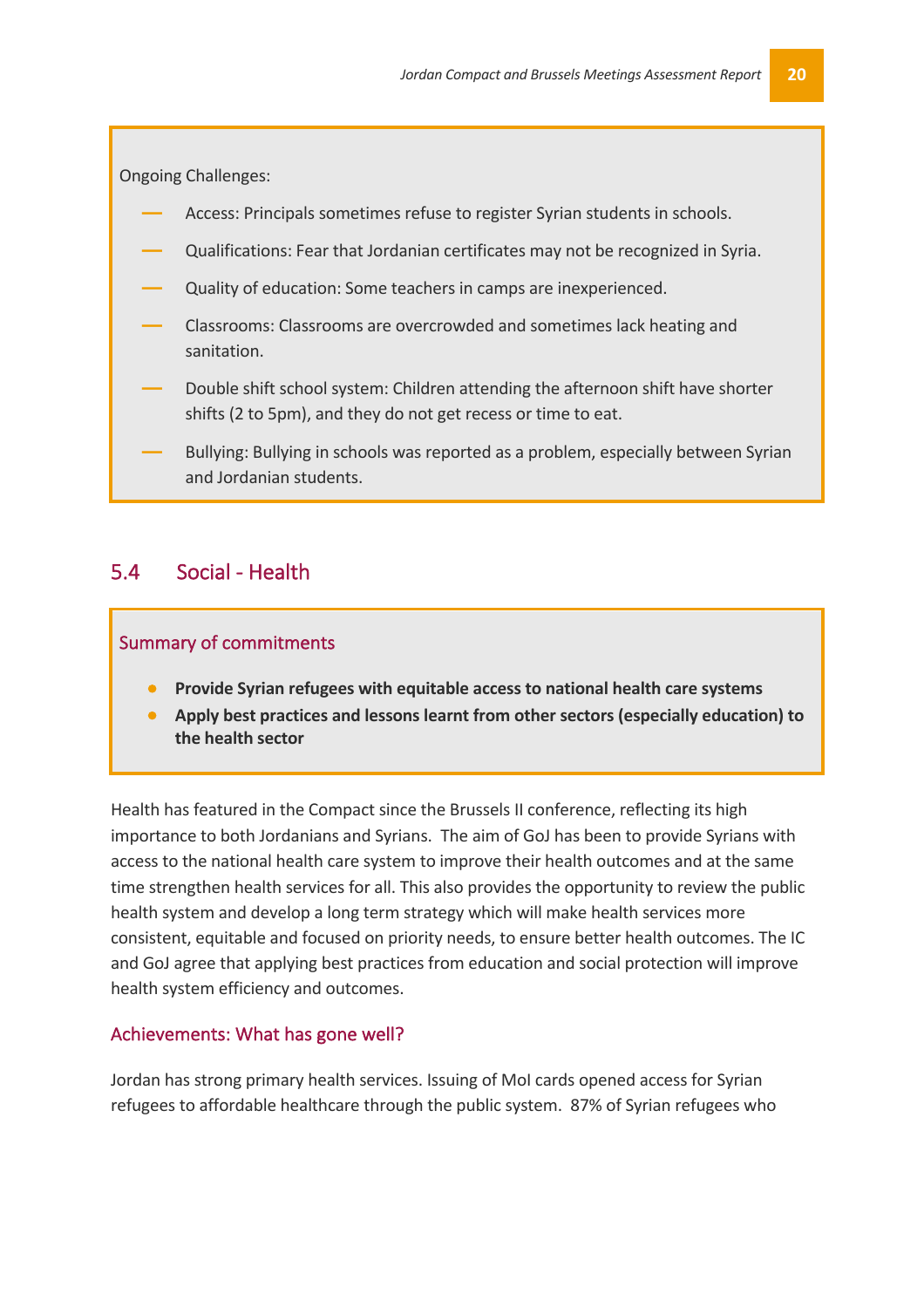Ongoing Challenges:

- Access: Principals sometimes refuse to register Syrian students in schools.
- Qualifications: Fear that Jordanian certificates may not be recognized in Syria.
- Quality of education: Some teachers in camps are inexperienced.
- Classrooms: Classrooms are overcrowded and sometimes lack heating and sanitation.
- Double shift school system: Children attending the afternoon shift have shorter shifts (2 to 5pm), and they do not get recess or time to eat.
- Bullying: Bullying in schools was reported as a problem, especially between Syrian and Jordanian students.

## 5.4 Social - Health

### Summary of commitments

- **Provide Syrian refugees with equitable access to national health care systems**
- **Apply best practices and lessons learnt from other sectors (especially education) to the health sector**

Health has featured in the Compact since the Brussels II conference, reflecting its high importance to both Jordanians and Syrians. The aim of GoJ has been to provide Syrians with access to the national health care system to improve their health outcomes and at the same time strengthen health services for all. This also provides the opportunity to review the public health system and develop a long term strategy which will make health services more consistent, equitable and focused on priority needs, to ensure better health outcomes. The IC and GoJ agree that applying best practices from education and social protection will improve health system efficiency and outcomes.

### Achievements: What has gone well?

Jordan has strong primary health services. Issuing of MoI cards opened access for Syrian refugees to affordable healthcare through the public system. 87% of Syrian refugees who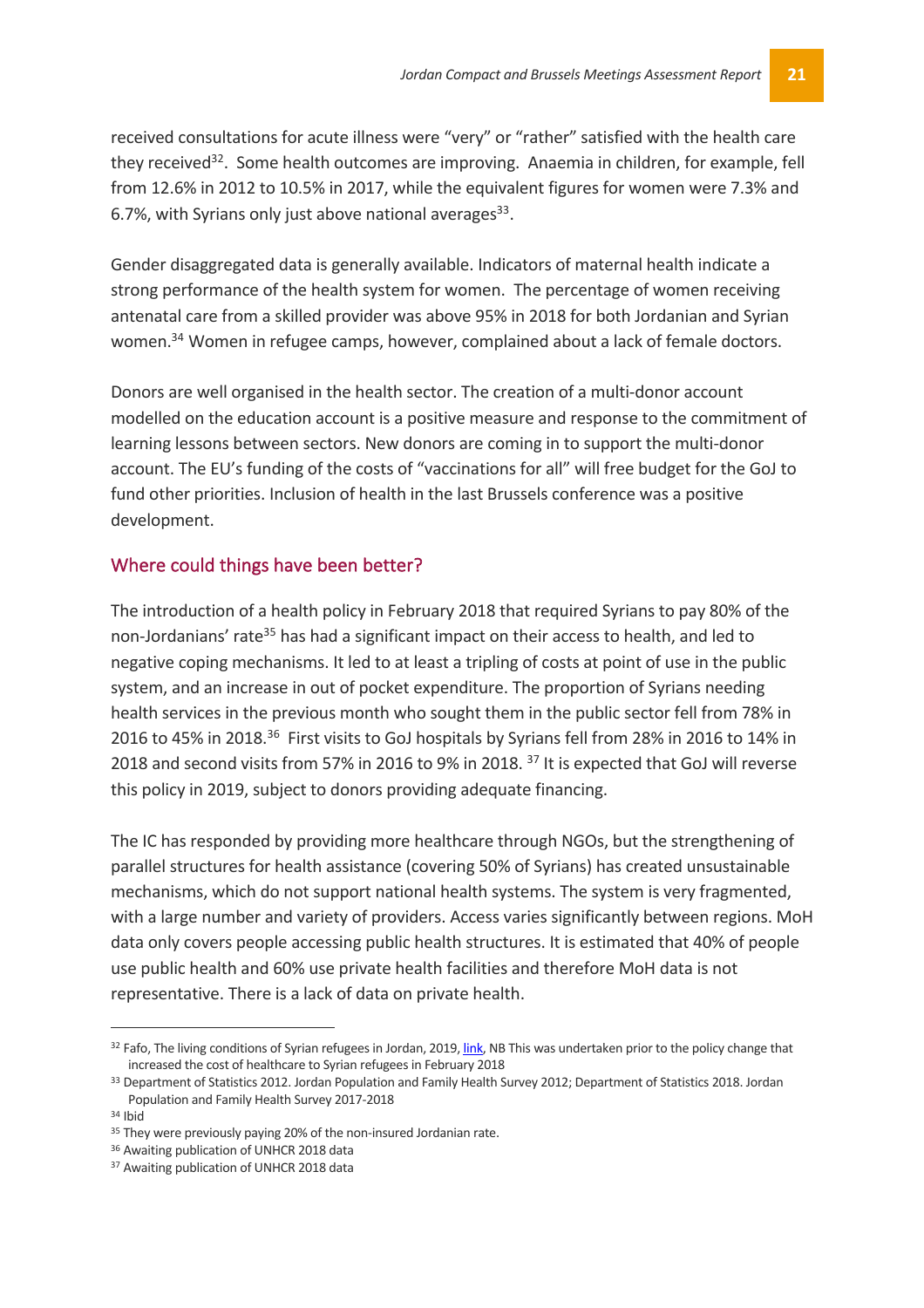received consultations for acute illness were "very" or "rather" satisfied with the health care they received[32]. Some health outcomes are improving. Anaemia in children, for example, fell from 12.6% in 2012 to 10.5% in 2017, while the equivalent figures for women were 7.3% and 6.7%, with Syrians only just above national averages[33].

Gender disaggregated data is generally available. Indicators of maternal health indicate a strong performance of the health system for women. The percentage of women receiving antenatal care from a skilled provider was above 95% in 2018 for both Jordanian and Syrian women.[34] Women in refugee camps, however, complained about a lack of female doctors.

Donors are well organised in the health sector. The creation of a multi-donor account modelled on the education account is a positive measure and response to the commitment of learning lessons between sectors. New donors are coming in to support the multi-donor account. The EU's funding of the costs of "vaccinations for all" will free budget for the GoJ to fund other priorities. Inclusion of health in the last Brussels conference was a positive development.

### Where could things have been better?

The introduction of a health policy in February 2018 that required Syrians to pay 80% of the non-Jordanians' rate[35] has had a significant impact on their access to health, and led to negative coping mechanisms. It led to at least a tripling of costs at point of use in the public system, and an increase in out of pocket expenditure. The proportion of Syrians needing health services in the previous month who sought them in the public sector fell from 78% in 2016 to 45% in 2018.[36] First visits to GoJ hospitals by Syrians fell from 28% in 2016 to 14% in 2018 and second visits from 57% in 2016 to 9% in 2018. [37] It is expected that GoJ will reverse this policy in 2019, subject to donors providing adequate financing.

The IC has responded by providing more healthcare through NGOs, but the strengthening of parallel structures for health assistance (covering 50% of Syrians) has created unsustainable mechanisms, which do not support national health systems. The system is very fragmented, with a large number and variety of providers. Access varies significantly between regions. MoH data only covers people accessing public health structures. It is estimated that 40% of people use public health and 60% use private health facilities and therefore MoH data is not representative. There is a lack of data on private health.

---

[32] Fafo, The living conditions of Syrian refugees in Jordan, 2019, link, NB This was undertaken prior to the policy change that increased the cost of healthcare to Syrian refugees in February 2018

[33] Department of Statistics 2012. Jordan Population and Family Health Survey 2012; Department of Statistics 2018. Jordan Population and Family Health Survey 2017-2018

[34] Ibid

[35] They were previously paying 20% of the non-insured Jordanian rate.

[36] Awaiting publication of UNHCR 2018 data

[37] Awaiting publication of UNHCR 2018 data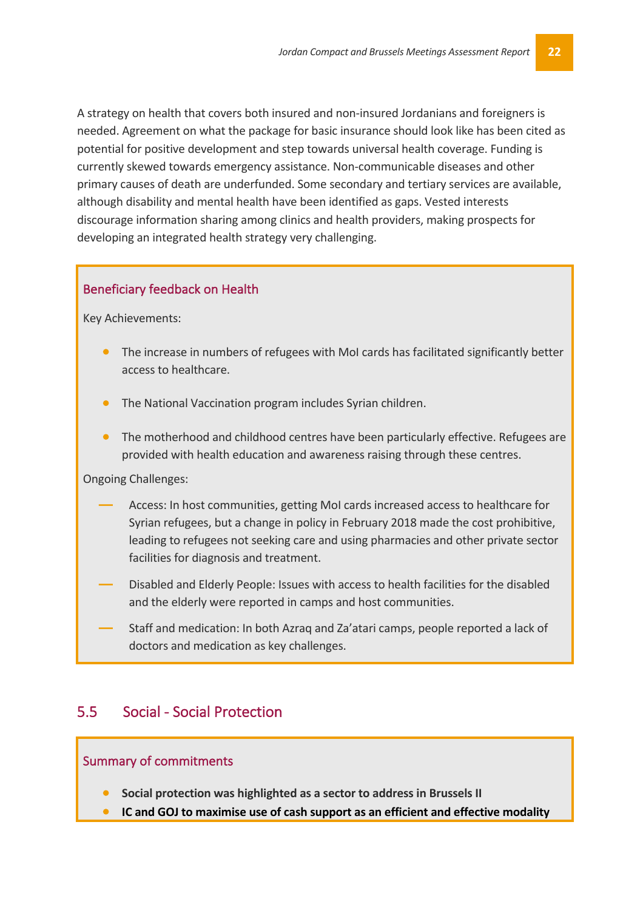A strategy on health that covers both insured and non-insured Jordanians and foreigners is needed. Agreement on what the package for basic insurance should look like has been cited as potential for positive development and step towards universal health coverage. Funding is currently skewed towards emergency assistance. Non-communicable diseases and other primary causes of death are underfunded. Some secondary and tertiary services are available, although disability and mental health have been identified as gaps. Vested interests discourage information sharing among clinics and health providers, making prospects for developing an integrated health strategy very challenging.

#### Beneficiary feedback on Health

Key Achievements:

- The increase in numbers of refugees with MoI cards has facilitated significantly better access to healthcare.
- The National Vaccination program includes Syrian children.
- The motherhood and childhood centres have been particularly effective. Refugees are provided with health education and awareness raising through these centres.

Ongoing Challenges:

- Access: In host communities, getting MoI cards increased access to healthcare for Syrian refugees, but a change in policy in February 2018 made the cost prohibitive, leading to refugees not seeking care and using pharmacies and other private sector facilities for diagnosis and treatment.
- Disabled and Elderly People: Issues with access to health facilities for the disabled and the elderly were reported in camps and host communities.
- Staff and medication: In both Azraq and Za'atari camps, people reported a lack of doctors and medication as key challenges.

## 5.5 Social - Social Protection

#### Summary of commitments

- **Social protection was highlighted as a sector to address in Brussels II**
- **IC and GOJ to maximise use of cash support as an efficient and effective modality**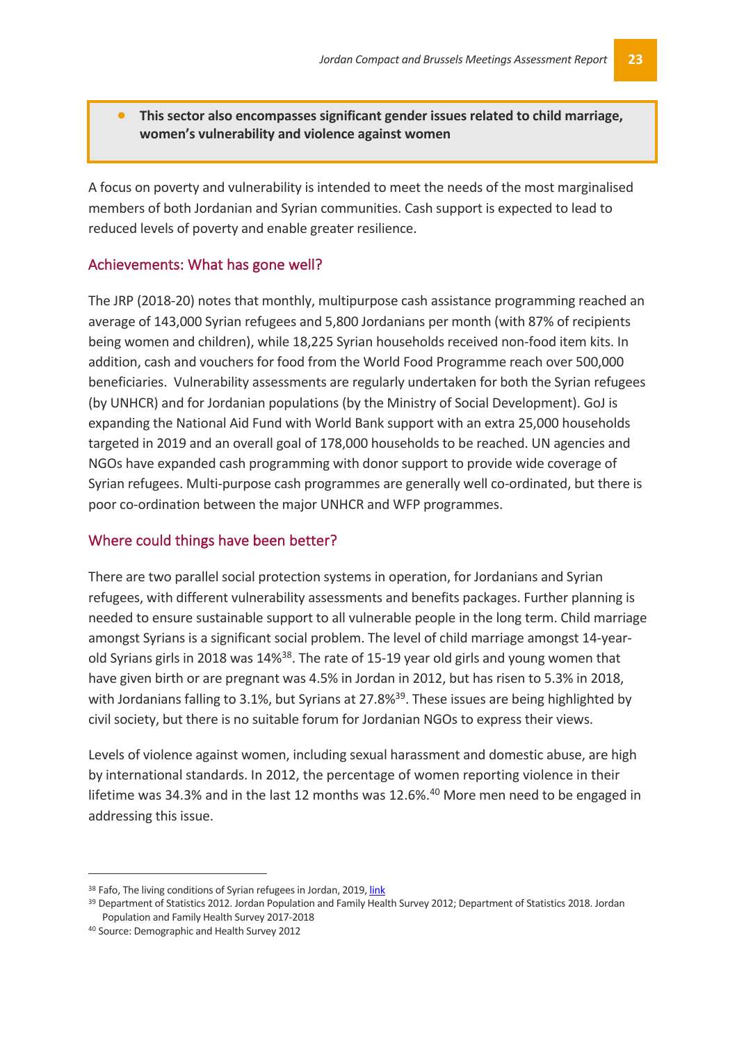- **This sector also encompasses significant gender issues related to child marriage, women's vulnerability and violence against women**

A focus on poverty and vulnerability is intended to meet the needs of the most marginalised members of both Jordanian and Syrian communities. Cash support is expected to lead to reduced levels of poverty and enable greater resilience.

### Achievements: What has gone well?

The JRP (2018-20) notes that monthly, multipurpose cash assistance programming reached an average of 143,000 Syrian refugees and 5,800 Jordanians per month (with 87% of recipients being women and children), while 18,225 Syrian households received non-food item kits. In addition, cash and vouchers for food from the World Food Programme reach over 500,000 beneficiaries. Vulnerability assessments are regularly undertaken for both the Syrian refugees (by UNHCR) and for Jordanian populations (by the Ministry of Social Development). GoJ is expanding the National Aid Fund with World Bank support with an extra 25,000 households targeted in 2019 and an overall goal of 178,000 households to be reached. UN agencies and NGOs have expanded cash programming with donor support to provide wide coverage of Syrian refugees. Multi-purpose cash programmes are generally well co-ordinated, but there is poor co-ordination between the major UNHCR and WFP programmes.

### Where could things have been better?

There are two parallel social protection systems in operation, for Jordanians and Syrian refugees, with different vulnerability assessments and benefits packages. Further planning is needed to ensure sustainable support to all vulnerable people in the long term. Child marriage amongst Syrians is a significant social problem. The level of child marriage amongst 14-year-old Syrians girls in 2018 was 14%[38]. The rate of 15-19 year old girls and young women that have given birth or are pregnant was 4.5% in Jordan in 2012, but has risen to 5.3% in 2018, with Jordanians falling to 3.1%, but Syrians at 27.8%[39]. These issues are being highlighted by civil society, but there is no suitable forum for Jordanian NGOs to express their views.

Levels of violence against women, including sexual harassment and domestic abuse, are high by international standards. In 2012, the percentage of women reporting violence in their lifetime was 34.3% and in the last 12 months was 12.6%.[40] More men need to be engaged in addressing this issue.

---

[38] Fafo, The living conditions of Syrian refugees in Jordan, 2019, link

[39] Department of Statistics 2012. Jordan Population and Family Health Survey 2012; Department of Statistics 2018. Jordan Population and Family Health Survey 2017-2018

[40] Source: Demographic and Health Survey 2012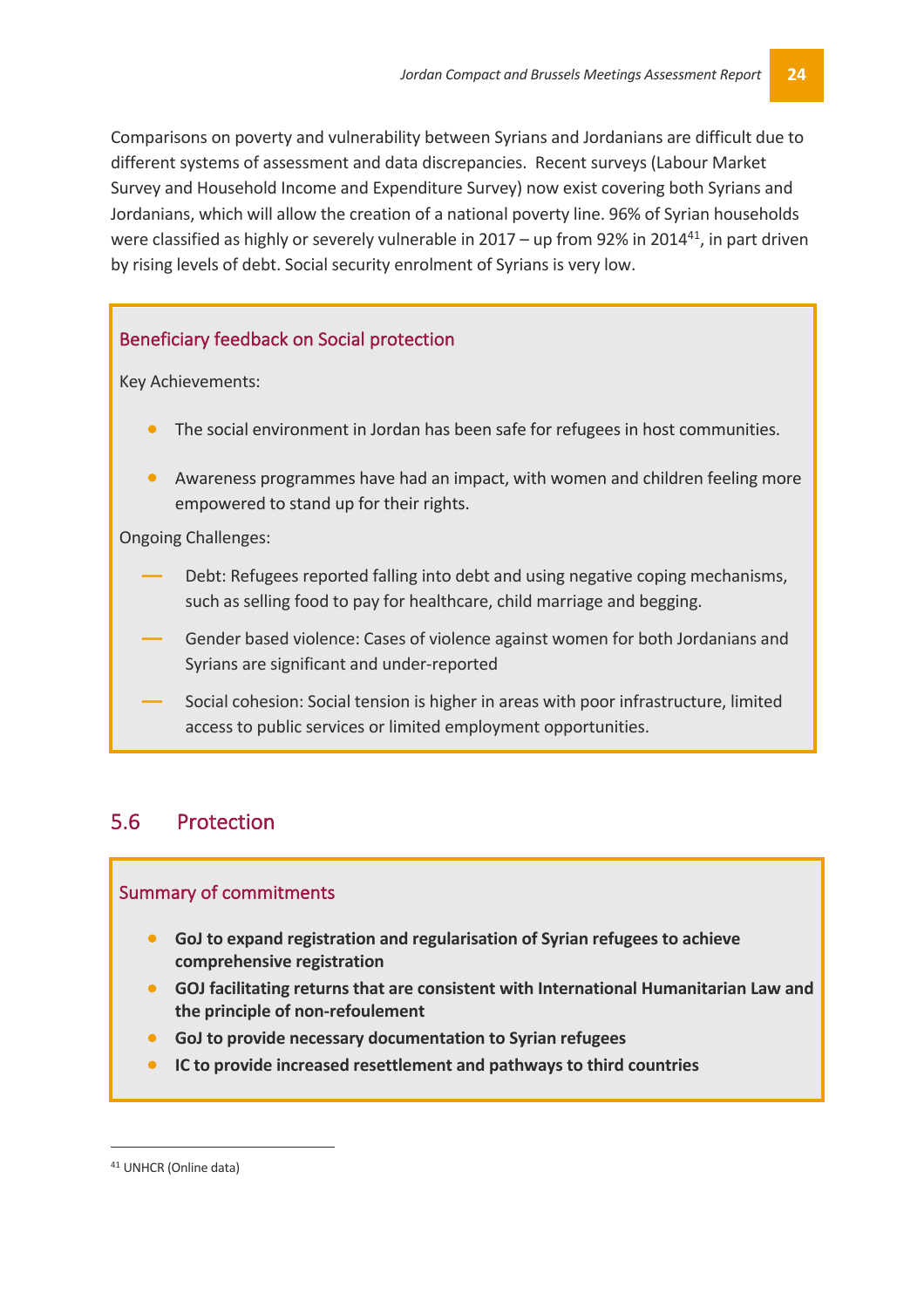Comparisons on poverty and vulnerability between Syrians and Jordanians are difficult due to different systems of assessment and data discrepancies. Recent surveys (Labour Market Survey and Household Income and Expenditure Survey) now exist covering both Syrians and Jordanians, which will allow the creation of a national poverty line. 96% of Syrian households were classified as highly or severely vulnerable in 2017 – up from 92% in 2014[41], in part driven by rising levels of debt. Social security enrolment of Syrians is very low.

### Beneficiary feedback on Social protection

Key Achievements:

- The social environment in Jordan has been safe for refugees in host communities.
- Awareness programmes have had an impact, with women and children feeling more empowered to stand up for their rights.

Ongoing Challenges:

- Debt: Refugees reported falling into debt and using negative coping mechanisms, such as selling food to pay for healthcare, child marriage and begging.
- Gender based violence: Cases of violence against women for both Jordanians and Syrians are significant and under-reported
- Social cohesion: Social tension is higher in areas with poor infrastructure, limited access to public services or limited employment opportunities.

## 5.6 Protection

### Summary of commitments

- **GoJ to expand registration and regularisation of Syrian refugees to achieve comprehensive registration**
- **GOJ facilitating returns that are consistent with International Humanitarian Law and the principle of non-refoulement**
- **GoJ to provide necessary documentation to Syrian refugees**
- **IC to provide increased resettlement and pathways to third countries**

[41] UNHCR (Online data)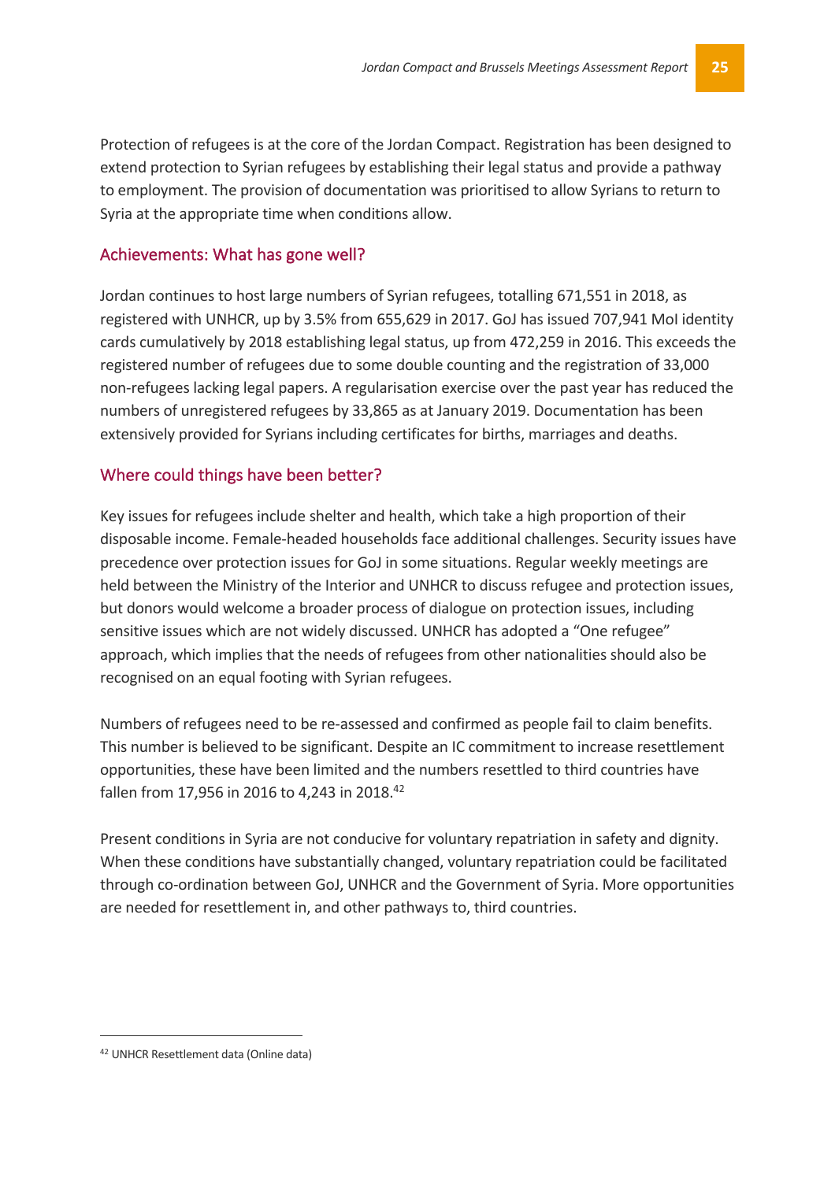Protection of refugees is at the core of the Jordan Compact. Registration has been designed to extend protection to Syrian refugees by establishing their legal status and provide a pathway to employment. The provision of documentation was prioritised to allow Syrians to return to Syria at the appropriate time when conditions allow.

### Achievements: What has gone well?

Jordan continues to host large numbers of Syrian refugees, totalling 671,551 in 2018, as registered with UNHCR, up by 3.5% from 655,629 in 2017. GoJ has issued 707,941 MoI identity cards cumulatively by 2018 establishing legal status, up from 472,259 in 2016. This exceeds the registered number of refugees due to some double counting and the registration of 33,000 non-refugees lacking legal papers. A regularisation exercise over the past year has reduced the numbers of unregistered refugees by 33,865 as at January 2019. Documentation has been extensively provided for Syrians including certificates for births, marriages and deaths.

### Where could things have been better?

Key issues for refugees include shelter and health, which take a high proportion of their disposable income. Female-headed households face additional challenges. Security issues have precedence over protection issues for GoJ in some situations. Regular weekly meetings are held between the Ministry of the Interior and UNHCR to discuss refugee and protection issues, but donors would welcome a broader process of dialogue on protection issues, including sensitive issues which are not widely discussed. UNHCR has adopted a "One refugee" approach, which implies that the needs of refugees from other nationalities should also be recognised on an equal footing with Syrian refugees.

Numbers of refugees need to be re-assessed and confirmed as people fail to claim benefits. This number is believed to be significant. Despite an IC commitment to increase resettlement opportunities, these have been limited and the numbers resettled to third countries have fallen from 17,956 in 2016 to 4,243 in 2018.[42]

Present conditions in Syria are not conducive for voluntary repatriation in safety and dignity. When these conditions have substantially changed, voluntary repatriation could be facilitated through co-ordination between GoJ, UNHCR and the Government of Syria. More opportunities are needed for resettlement in, and other pathways to, third countries.

---

[42] UNHCR Resettlement data (Online data)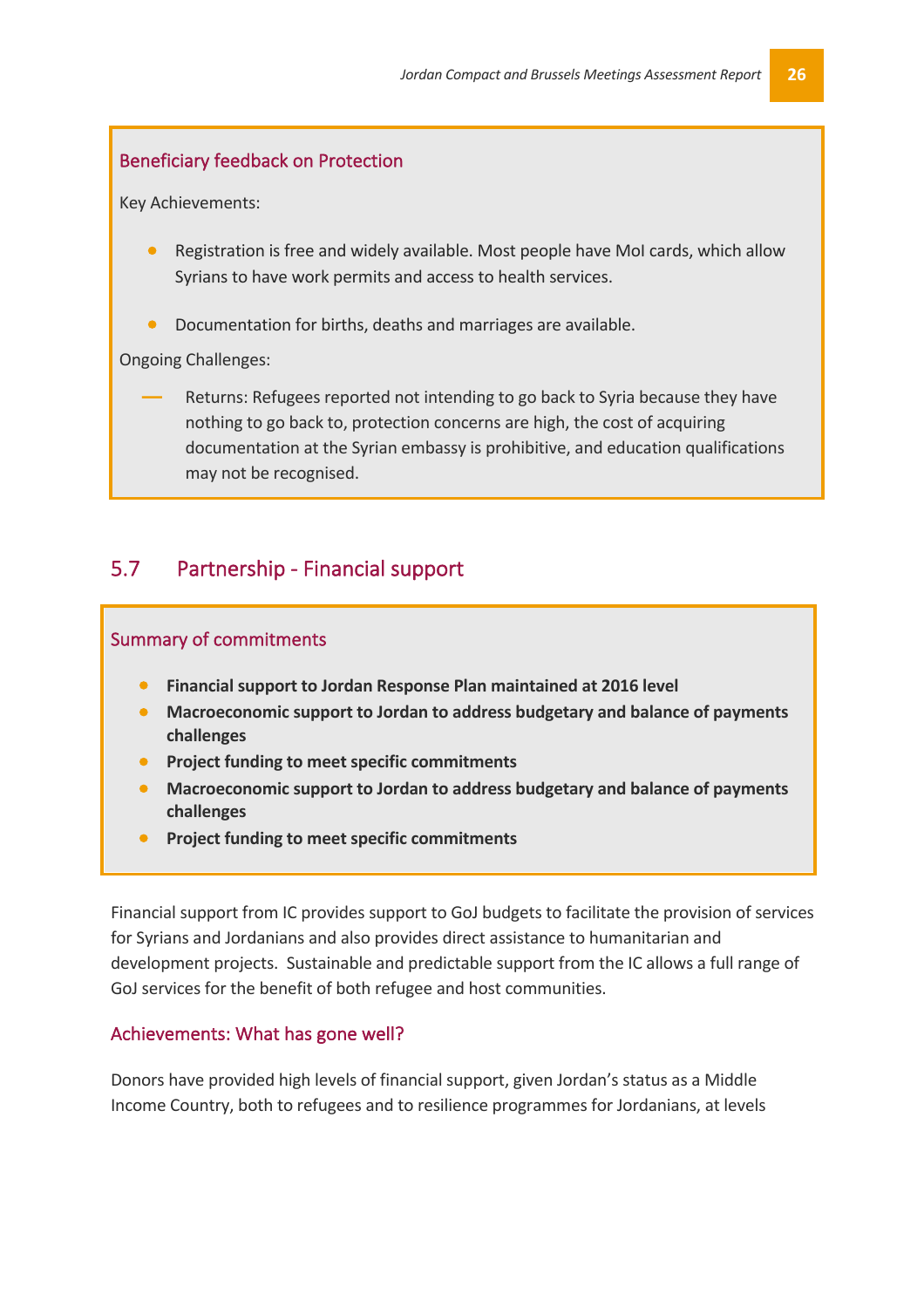### Beneficiary feedback on Protection

Key Achievements:

- Registration is free and widely available. Most people have MoI cards, which allow Syrians to have work permits and access to health services.
- Documentation for births, deaths and marriages are available.

Ongoing Challenges:

- Returns: Refugees reported not intending to go back to Syria because they have nothing to go back to, protection concerns are high, the cost of acquiring documentation at the Syrian embassy is prohibitive, and education qualifications may not be recognised.

## 5.7 Partnership - Financial support

### Summary of commitments

- **Financial support to Jordan Response Plan maintained at 2016 level**
- **Macroeconomic support to Jordan to address budgetary and balance of payments challenges**
- **Project funding to meet specific commitments**
- **Macroeconomic support to Jordan to address budgetary and balance of payments challenges**
- **Project funding to meet specific commitments**

Financial support from IC provides support to GoJ budgets to facilitate the provision of services for Syrians and Jordanians and also provides direct assistance to humanitarian and development projects. Sustainable and predictable support from the IC allows a full range of GoJ services for the benefit of both refugee and host communities.

### Achievements: What has gone well?

Donors have provided high levels of financial support, given Jordan's status as a Middle Income Country, both to refugees and to resilience programmes for Jordanians, at levels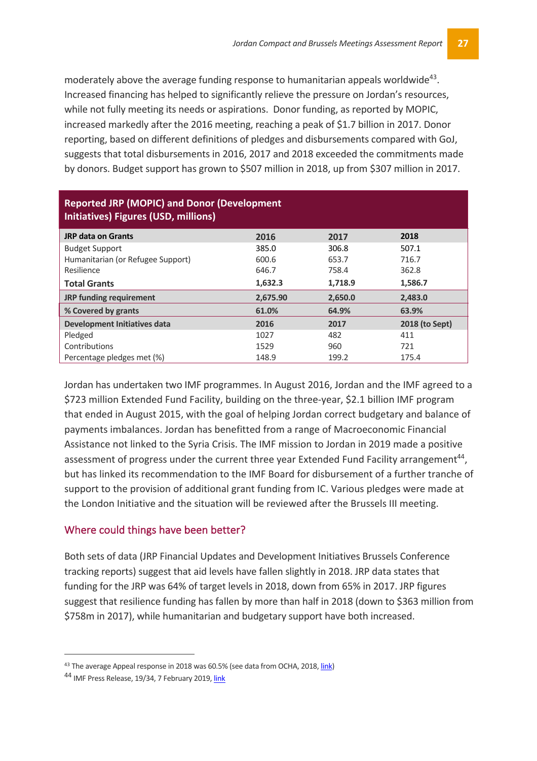moderately above the average funding response to humanitarian appeals worldwide[43]. Increased financing has helped to significantly relieve the pressure on Jordan's resources, while not fully meeting its needs or aspirations. Donor funding, as reported by MOPIC, increased markedly after the 2016 meeting, reaching a peak of $1.7 billion in 2017. Donor reporting, based on different definitions of pledges and disbursements compared with GoJ, suggests that total disbursements in 2016, 2017 and 2018 exceeded the commitments made by donors. Budget support has grown to $507 million in 2018, up from $307 million in 2017.

**Reported JRP (MOPIC) and Donor (Development Initiatives) Figures (USD, millions)**

| **JRP data on Grants** | **2016** | **2017** | **2018** |
|---|---|---|---|
| Budget Support | 385.0 | 306.8 | 507.1 |
| Humanitarian (or Refugee Support) | 600.6 | 653.7 | 716.7 |
| Resilience | 646.7 | 758.4 | 362.8 |
| **Total Grants** | **1,632.3** | **1,718.9** | **1,586.7** |
| **JRP funding requirement** | **2,675.90** | **2,650.0** | **2,483.0** |
| **% Covered by grants** | **61.0%** | **64.9%** | **63.9%** |
| **Development Initiatives data** | **2016** | **2017** | **2018 (to Sept)** |
| Pledged | 1027 | 482 | 411 |
| Contributions | 1529 | 960 | 721 |
| Percentage pledges met (%) | 148.9 | 199.2 | 175.4 |

Jordan has undertaken two IMF programmes. In August 2016, Jordan and the IMF agreed to a $723 million Extended Fund Facility, building on the three-year, $2.1 billion IMF program that ended in August 2015, with the goal of helping Jordan correct budgetary and balance of payments imbalances. Jordan has benefitted from a range of Macroeconomic Financial Assistance not linked to the Syria Crisis. The IMF mission to Jordan in 2019 made a positive assessment of progress under the current three year Extended Fund Facility arrangement[44], but has linked its recommendation to the IMF Board for disbursement of a further tranche of support to the provision of additional grant funding from IC. Various pledges were made at the London Initiative and the situation will be reviewed after the Brussels III meeting.

### Where could things have been better?

Both sets of data (JRP Financial Updates and Development Initiatives Brussels Conference tracking reports) suggest that aid levels have fallen slightly in 2018. JRP data states that funding for the JRP was 64% of target levels in 2018, down from 65% in 2017. JRP figures suggest that resilience funding has fallen by more than half in 2018 (down to $363 million from $758m in 2017), while humanitarian and budgetary support have both increased.

[43] The average Appeal response in 2018 was 60.5% (see data from OCHA, 2018, link)

[44] IMF Press Release, 19/34, 7 February 2019, link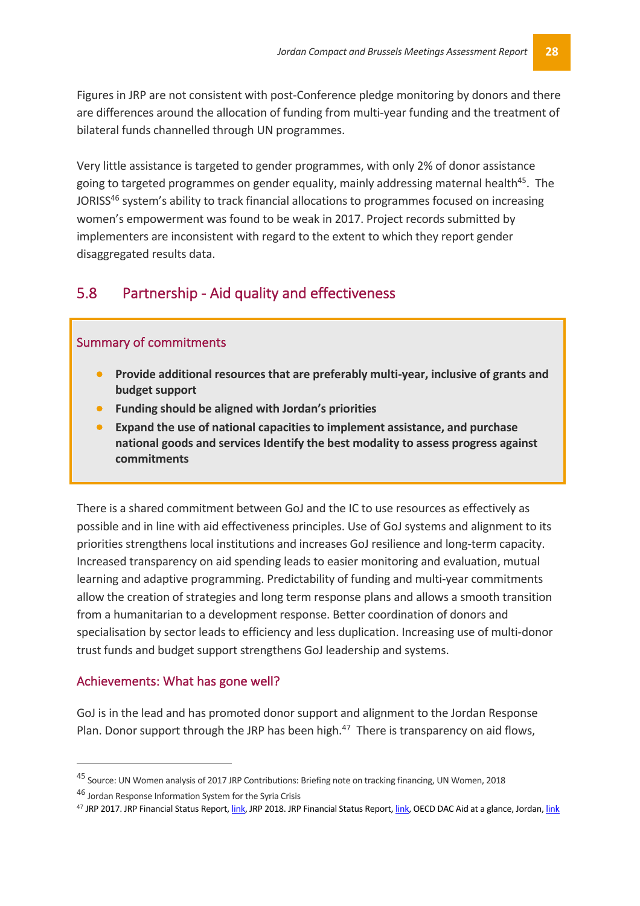Figures in JRP are not consistent with post-Conference pledge monitoring by donors and there are differences around the allocation of funding from multi-year funding and the treatment of bilateral funds channelled through UN programmes.

Very little assistance is targeted to gender programmes, with only 2% of donor assistance going to targeted programmes on gender equality, mainly addressing maternal health[45]. The JORISS[46] system's ability to track financial allocations to programmes focused on increasing women's empowerment was found to be weak in 2017. Project records submitted by implementers are inconsistent with regard to the extent to which they report gender disaggregated results data.

## 5.8 Partnership - Aid quality and effectiveness

### Summary of commitments

- **Provide additional resources that are preferably multi-year, inclusive of grants and budget support**
- **Funding should be aligned with Jordan's priorities**
- **Expand the use of national capacities to implement assistance, and purchase national goods and services Identify the best modality to assess progress against commitments**

There is a shared commitment between GoJ and the IC to use resources as effectively as possible and in line with aid effectiveness principles. Use of GoJ systems and alignment to its priorities strengthens local institutions and increases GoJ resilience and long-term capacity. Increased transparency on aid spending leads to easier monitoring and evaluation, mutual learning and adaptive programming. Predictability of funding and multi-year commitments allow the creation of strategies and long term response plans and allows a smooth transition from a humanitarian to a development response. Better coordination of donors and specialisation by sector leads to efficiency and less duplication. Increasing use of multi-donor trust funds and budget support strengthens GoJ leadership and systems.

### Achievements: What has gone well?

GoJ is in the lead and has promoted donor support and alignment to the Jordan Response Plan. Donor support through the JRP has been high.[47] There is transparency on aid flows,

---

[45] Source: UN Women analysis of 2017 JRP Contributions: Briefing note on tracking financing, UN Women, 2018

[46] Jordan Response Information System for the Syria Crisis

[47] JRP 2017. JRP Financial Status Report, link, JRP 2018. JRP Financial Status Report, link, OECD DAC Aid at a glance, Jordan, link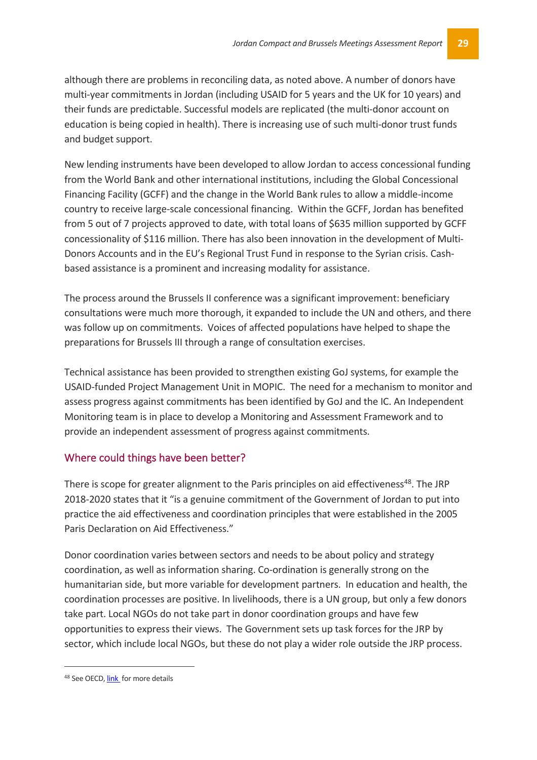although there are problems in reconciling data, as noted above. A number of donors have multi-year commitments in Jordan (including USAID for 5 years and the UK for 10 years) and their funds are predictable. Successful models are replicated (the multi-donor account on education is being copied in health). There is increasing use of such multi-donor trust funds and budget support.

New lending instruments have been developed to allow Jordan to access concessional funding from the World Bank and other international institutions, including the Global Concessional Financing Facility (GCFF) and the change in the World Bank rules to allow a middle-income country to receive large-scale concessional financing. Within the GCFF, Jordan has benefited from 5 out of 7 projects approved to date, with total loans of $635 million supported by GCFF concessionality of $116 million. There has also been innovation in the development of Multi-Donors Accounts and in the EU's Regional Trust Fund in response to the Syrian crisis. Cash-based assistance is a prominent and increasing modality for assistance.

The process around the Brussels II conference was a significant improvement: beneficiary consultations were much more thorough, it expanded to include the UN and others, and there was follow up on commitments. Voices of affected populations have helped to shape the preparations for Brussels III through a range of consultation exercises.

Technical assistance has been provided to strengthen existing GoJ systems, for example the USAID-funded Project Management Unit in MOPIC. The need for a mechanism to monitor and assess progress against commitments has been identified by GoJ and the IC. An Independent Monitoring team is in place to develop a Monitoring and Assessment Framework and to provide an independent assessment of progress against commitments.

## Where could things have been better?

There is scope for greater alignment to the Paris principles on aid effectiveness[48]. The JRP 2018-2020 states that it "is a genuine commitment of the Government of Jordan to put into practice the aid effectiveness and coordination principles that were established in the 2005 Paris Declaration on Aid Effectiveness."

Donor coordination varies between sectors and needs to be about policy and strategy coordination, as well as information sharing. Co-ordination is generally strong on the humanitarian side, but more variable for development partners. In education and health, the coordination processes are positive. In livelihoods, there is a UN group, but only a few donors take part. Local NGOs do not take part in donor coordination groups and have few opportunities to express their views. The Government sets up task forces for the JRP by sector, which include local NGOs, but these do not play a wider role outside the JRP process.

---

[48] See OECD, link for more details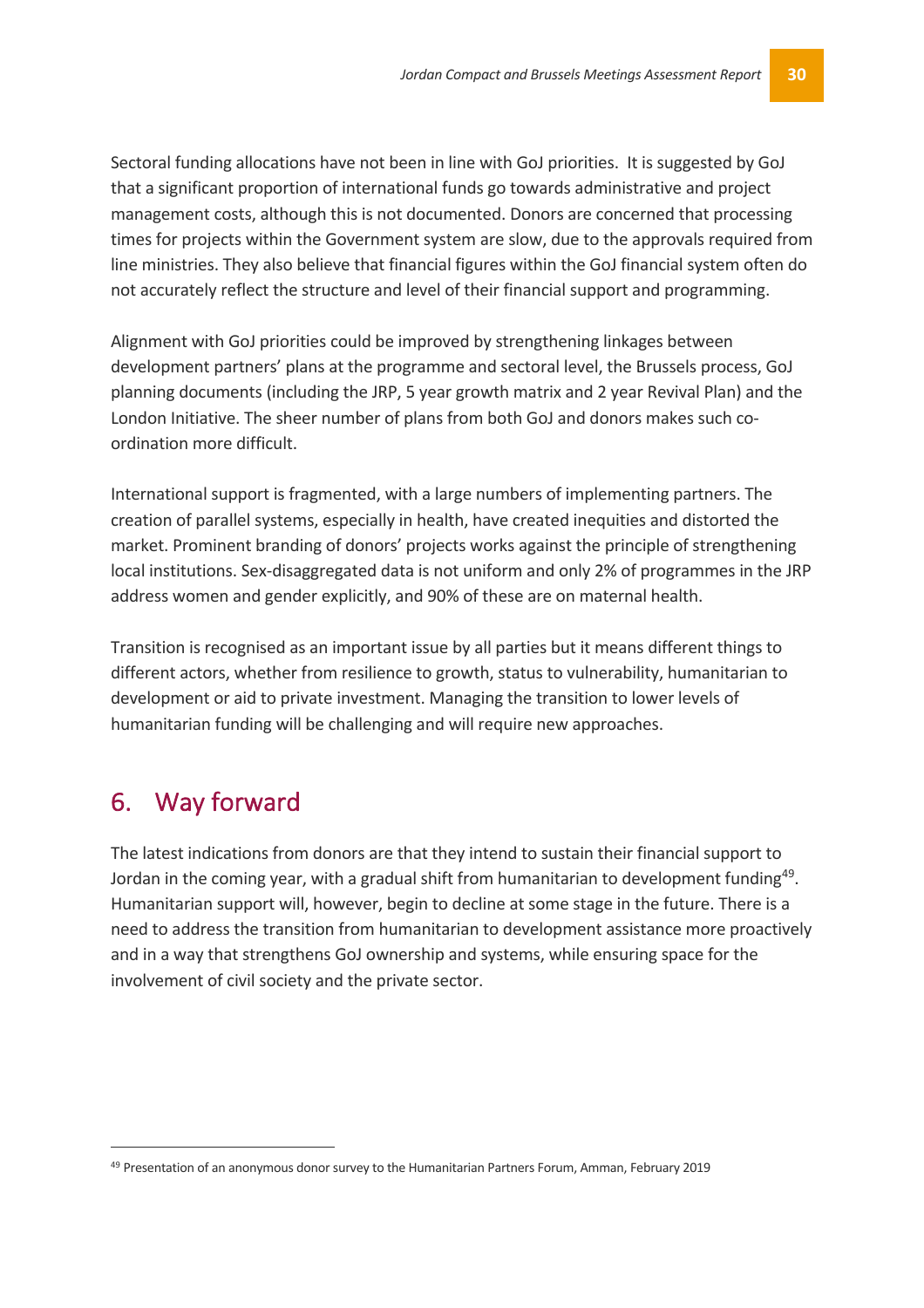Sectoral funding allocations have not been in line with GoJ priorities. It is suggested by GoJ that a significant proportion of international funds go towards administrative and project management costs, although this is not documented. Donors are concerned that processing times for projects within the Government system are slow, due to the approvals required from line ministries. They also believe that financial figures within the GoJ financial system often do not accurately reflect the structure and level of their financial support and programming.

Alignment with GoJ priorities could be improved by strengthening linkages between development partners' plans at the programme and sectoral level, the Brussels process, GoJ planning documents (including the JRP, 5 year growth matrix and 2 year Revival Plan) and the London Initiative. The sheer number of plans from both GoJ and donors makes such co-ordination more difficult.

International support is fragmented, with a large numbers of implementing partners. The creation of parallel systems, especially in health, have created inequities and distorted the market. Prominent branding of donors' projects works against the principle of strengthening local institutions. Sex-disaggregated data is not uniform and only 2% of programmes in the JRP address women and gender explicitly, and 90% of these are on maternal health.

Transition is recognised as an important issue by all parties but it means different things to different actors, whether from resilience to growth, status to vulnerability, humanitarian to development or aid to private investment. Managing the transition to lower levels of humanitarian funding will be challenging and will require new approaches.

## 6. Way forward

The latest indications from donors are that they intend to sustain their financial support to Jordan in the coming year, with a gradual shift from humanitarian to development funding[49]. Humanitarian support will, however, begin to decline at some stage in the future. There is a need to address the transition from humanitarian to development assistance more proactively and in a way that strengthens GoJ ownership and systems, while ensuring space for the involvement of civil society and the private sector.

[49] Presentation of an anonymous donor survey to the Humanitarian Partners Forum, Amman, February 2019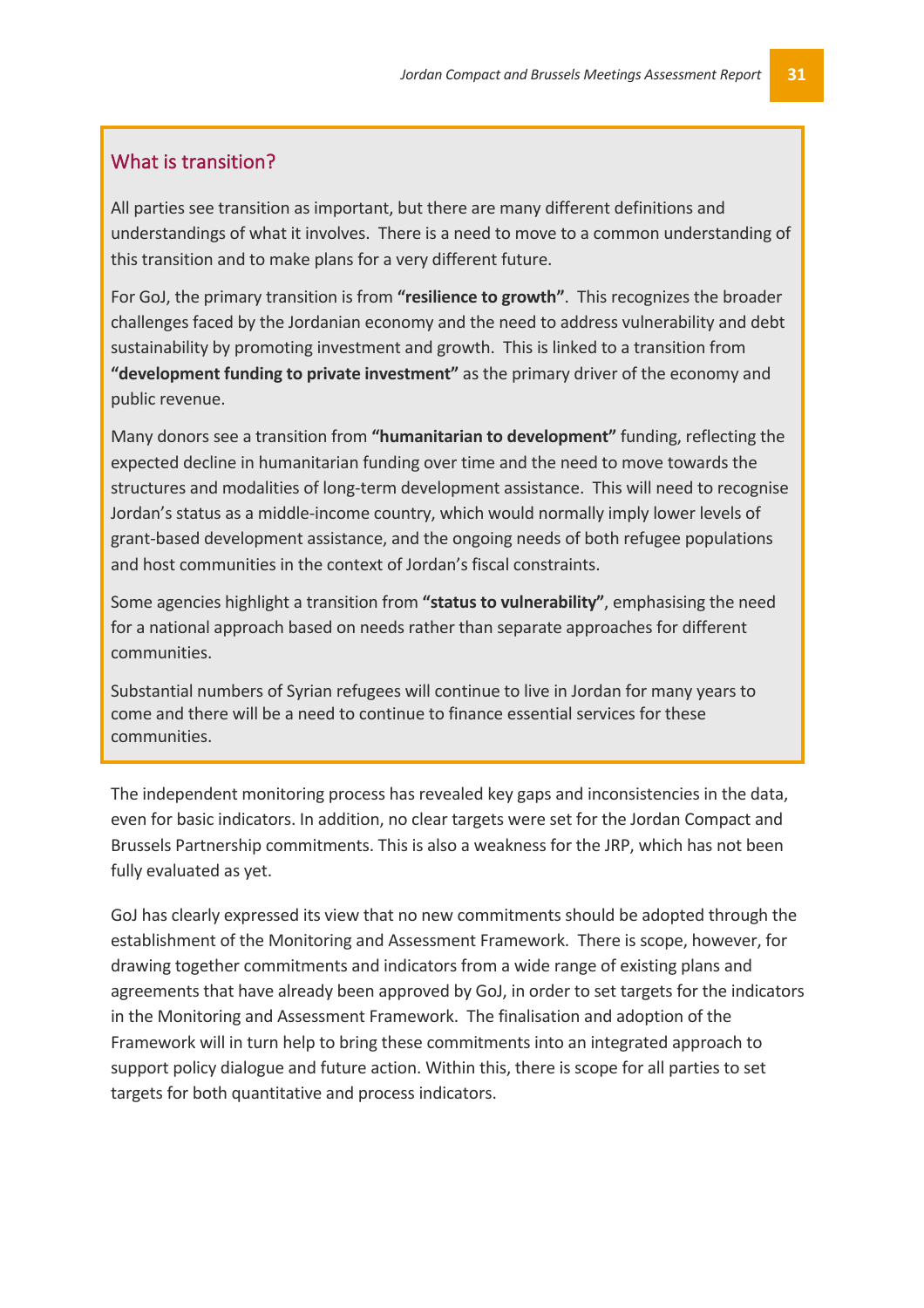## What is transition?

All parties see transition as important, but there are many different definitions and understandings of what it involves. There is a need to move to a common understanding of this transition and to make plans for a very different future.

For GoJ, the primary transition is from **"resilience to growth"**. This recognizes the broader challenges faced by the Jordanian economy and the need to address vulnerability and debt sustainability by promoting investment and growth. This is linked to a transition from **"development funding to private investment"** as the primary driver of the economy and public revenue.

Many donors see a transition from **"humanitarian to development"** funding, reflecting the expected decline in humanitarian funding over time and the need to move towards the structures and modalities of long-term development assistance. This will need to recognise Jordan's status as a middle-income country, which would normally imply lower levels of grant-based development assistance, and the ongoing needs of both refugee populations and host communities in the context of Jordan's fiscal constraints.

Some agencies highlight a transition from **"status to vulnerability"**, emphasising the need for a national approach based on needs rather than separate approaches for different communities.

Substantial numbers of Syrian refugees will continue to live in Jordan for many years to come and there will be a need to continue to finance essential services for these communities.

The independent monitoring process has revealed key gaps and inconsistencies in the data, even for basic indicators. In addition, no clear targets were set for the Jordan Compact and Brussels Partnership commitments. This is also a weakness for the JRP, which has not been fully evaluated as yet.

GoJ has clearly expressed its view that no new commitments should be adopted through the establishment of the Monitoring and Assessment Framework. There is scope, however, for drawing together commitments and indicators from a wide range of existing plans and agreements that have already been approved by GoJ, in order to set targets for the indicators in the Monitoring and Assessment Framework. The finalisation and adoption of the Framework will in turn help to bring these commitments into an integrated approach to support policy dialogue and future action. Within this, there is scope for all parties to set targets for both quantitative and process indicators.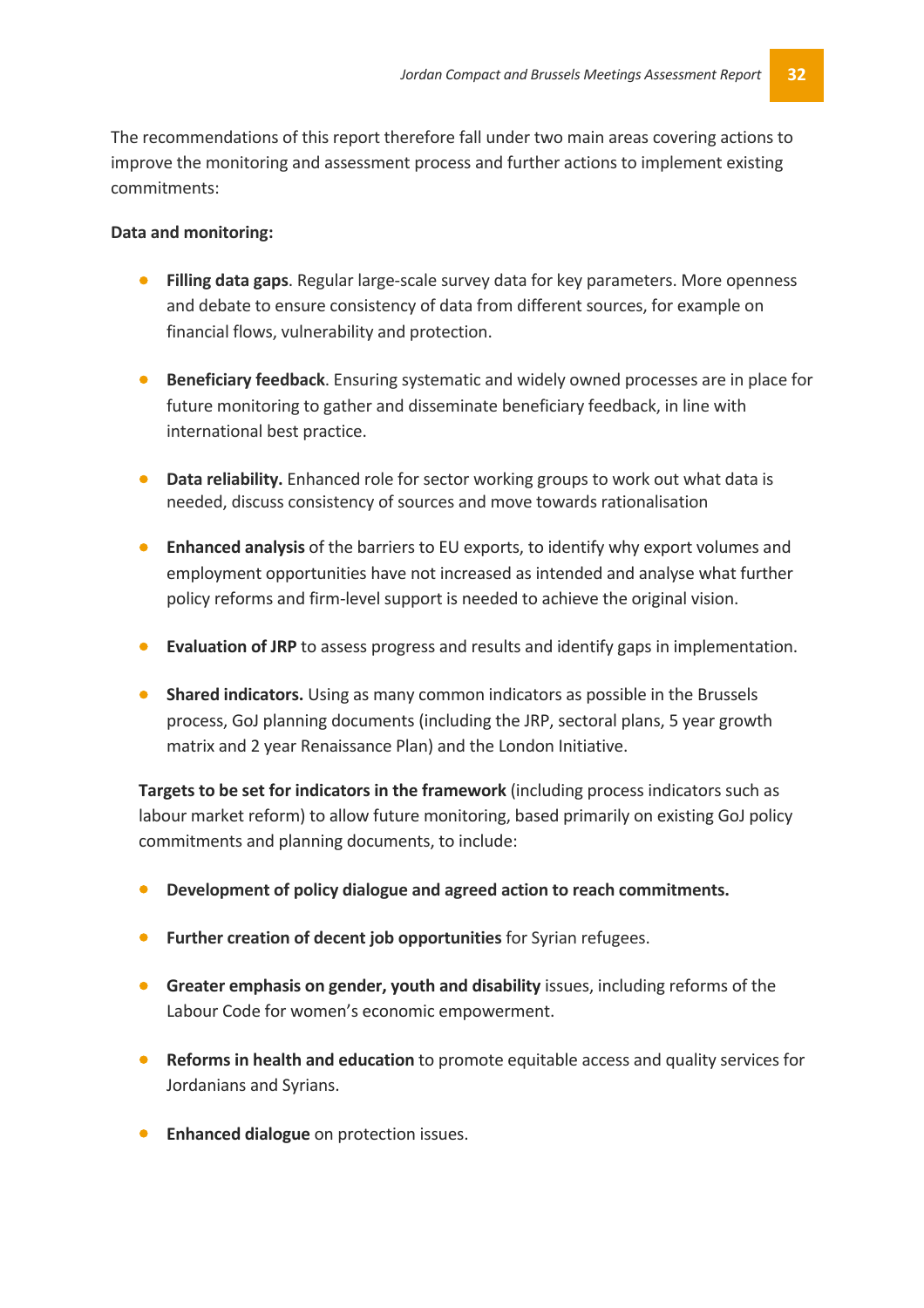The recommendations of this report therefore fall under two main areas covering actions to improve the monitoring and assessment process and further actions to implement existing commitments:

**Data and monitoring:**

- **Filling data gaps**. Regular large-scale survey data for key parameters. More openness and debate to ensure consistency of data from different sources, for example on financial flows, vulnerability and protection.
- **Beneficiary feedback**. Ensuring systematic and widely owned processes are in place for future monitoring to gather and disseminate beneficiary feedback, in line with international best practice.
- **Data reliability.** Enhanced role for sector working groups to work out what data is needed, discuss consistency of sources and move towards rationalisation
- **Enhanced analysis** of the barriers to EU exports, to identify why export volumes and employment opportunities have not increased as intended and analyse what further policy reforms and firm-level support is needed to achieve the original vision.
- **Evaluation of JRP** to assess progress and results and identify gaps in implementation.
- **Shared indicators.** Using as many common indicators as possible in the Brussels process, GoJ planning documents (including the JRP, sectoral plans, 5 year growth matrix and 2 year Renaissance Plan) and the London Initiative.

**Targets to be set for indicators in the framework** (including process indicators such as labour market reform) to allow future monitoring, based primarily on existing GoJ policy commitments and planning documents, to include:

- **Development of policy dialogue and agreed action to reach commitments.**
- **Further creation of decent job opportunities** for Syrian refugees.
- **Greater emphasis on gender, youth and disability** issues, including reforms of the Labour Code for women's economic empowerment.
- **Reforms in health and education** to promote equitable access and quality services for Jordanians and Syrians.
- **Enhanced dialogue** on protection issues.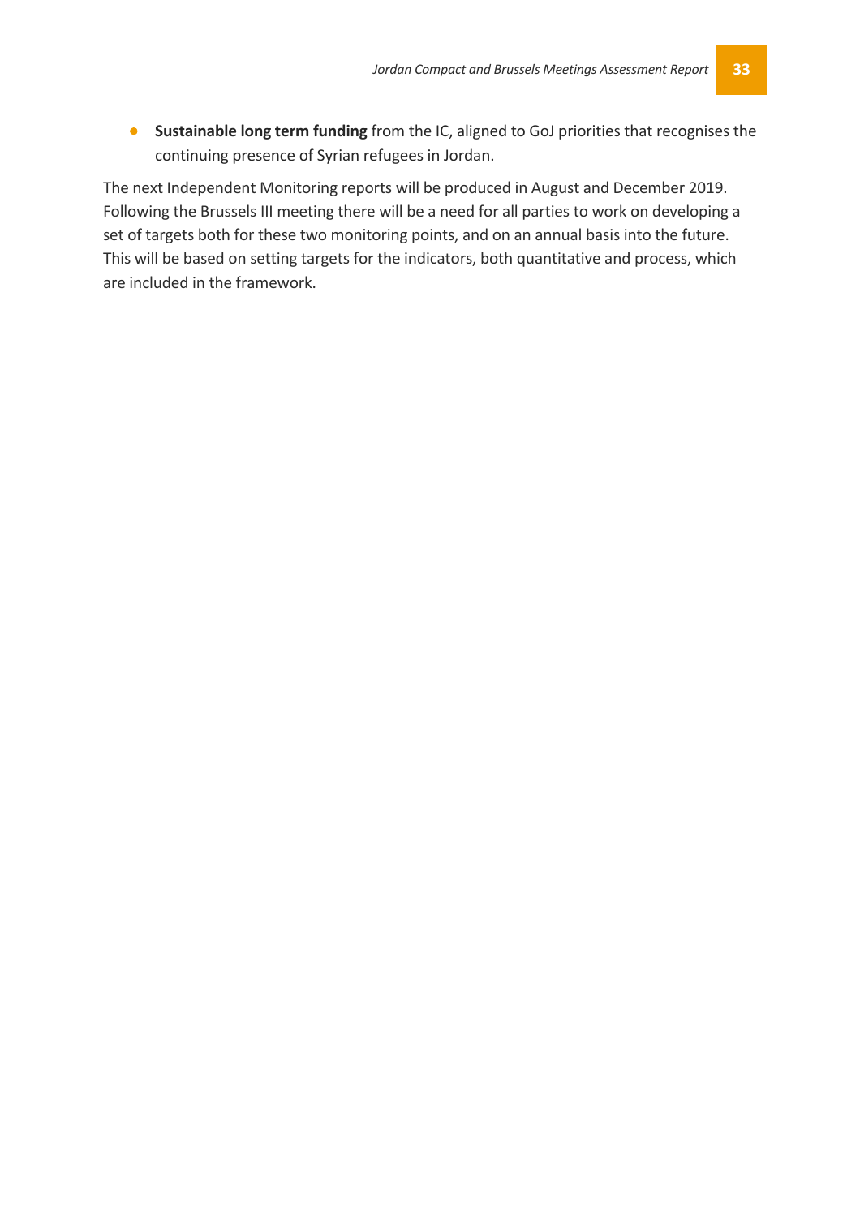- **Sustainable long term funding** from the IC, aligned to GoJ priorities that recognises the continuing presence of Syrian refugees in Jordan.

The next Independent Monitoring reports will be produced in August and December 2019. Following the Brussels III meeting there will be a need for all parties to work on developing a set of targets both for these two monitoring points, and on an annual basis into the future. This will be based on setting targets for the indicators, both quantitative and process, which are included in the framework.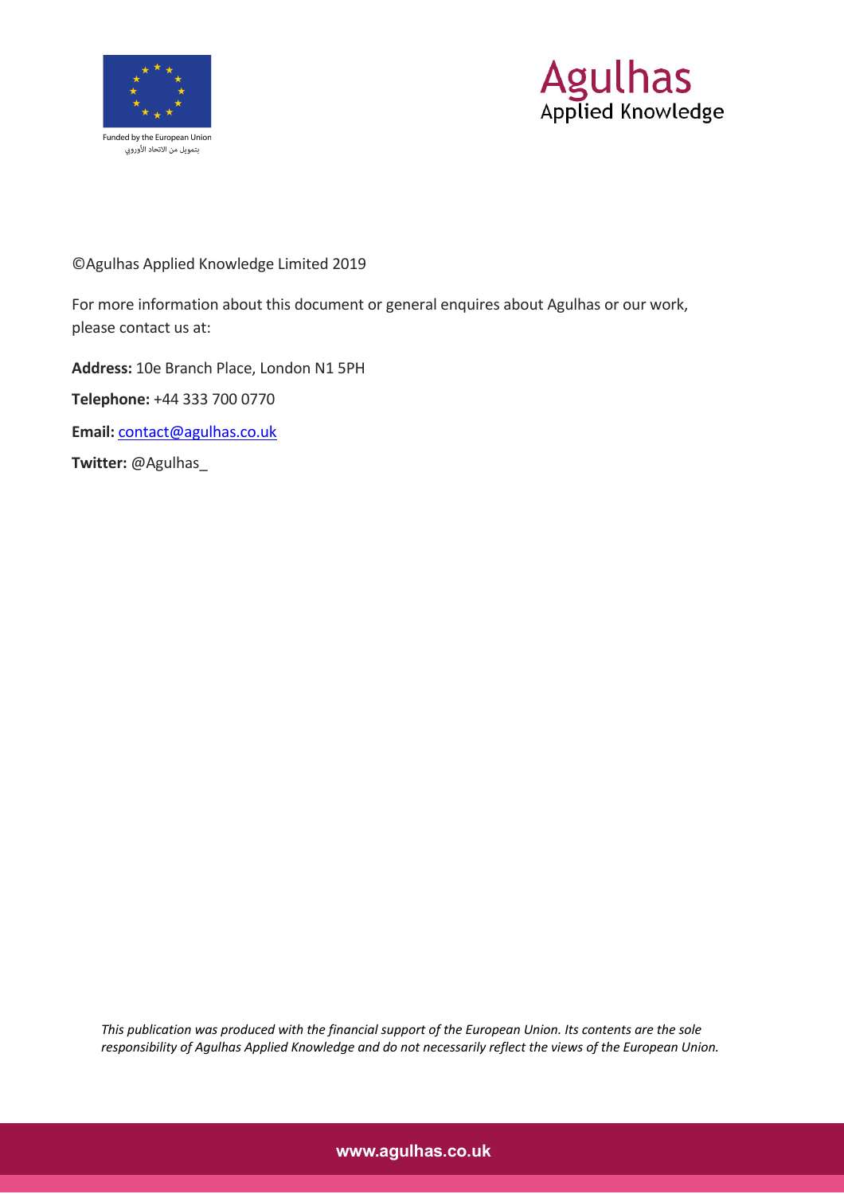Funded by the European Union

بتمويل من الاتحاد الأوروبي

Agulhas
Applied Knowledge

©Agulhas Applied Knowledge Limited 2019

For more information about this document or general enquires about Agulhas or our work, please contact us at:

**Address:** 10e Branch Place, London N1 5PH

**Telephone:** +44 333 700 0770

**Email:** contact@agulhas.co.uk

**Twitter:** @Agulhas_

*This publication was produced with the financial support of the European Union. Its contents are the sole responsibility of Agulhas Applied Knowledge and do not necessarily reflect the views of the European Union.*

www.agulhas.co.uk